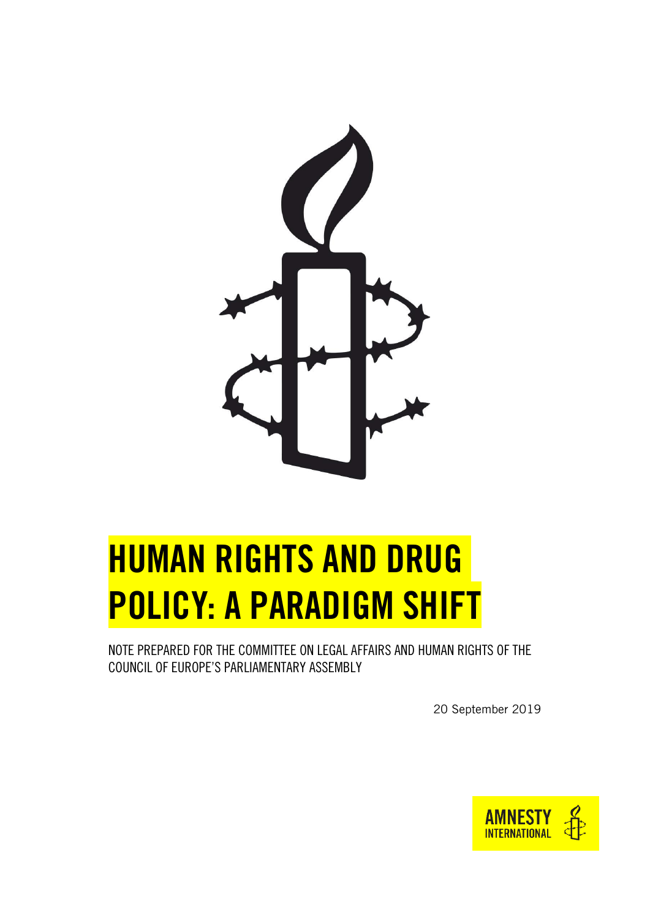# HUMAN RIGHTS AND DRUG POLICY: A PARADIGM SHIFT

NOTE PREPARED FOR THE COMMITTEE ON LEGAL AFFAIRS AND HUMAN RIGHTS OF THE COUNCIL OF EUROPE'S PARLIAMENTARY ASSEMBLY

20 September 2019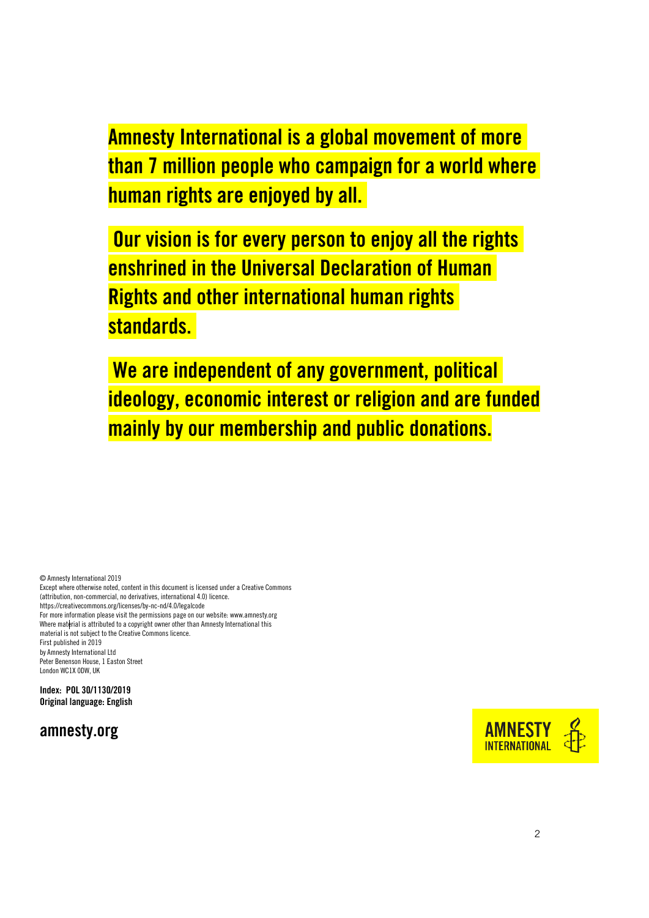**Amnesty International is a global movement of more than 7 million people who campaign for a world where human rights are enjoyed by all.**

**Our vision is for every person to enjoy all the rights enshrined in the Universal Declaration of Human Rights and other international human rights standards.**

**We are independent of any government, political ideology, economic interest or religion and are funded mainly by our membership and public donations.**

© Amnesty International 2019
Except where otherwise noted, content in this document is licensed under a Creative Commons (attribution, non-commercial, no derivatives, international 4.0) licence.
https://creativecommons.org/licenses/by-nc-nd/4.0/legalcode
For more information please visit the permissions page on our website: www.amnesty.org
Where material is attributed to a copyright owner other than Amnesty International this material is not subject to the Creative Commons licence.
First published in 2019
by Amnesty International Ltd
Peter Benenson House, 1 Easton Street
London WC1X 0DW, UK

**Index: POL 30/1130/2019**
**Original language: English**

**amnesty.org**

AMNESTY INTERNATIONAL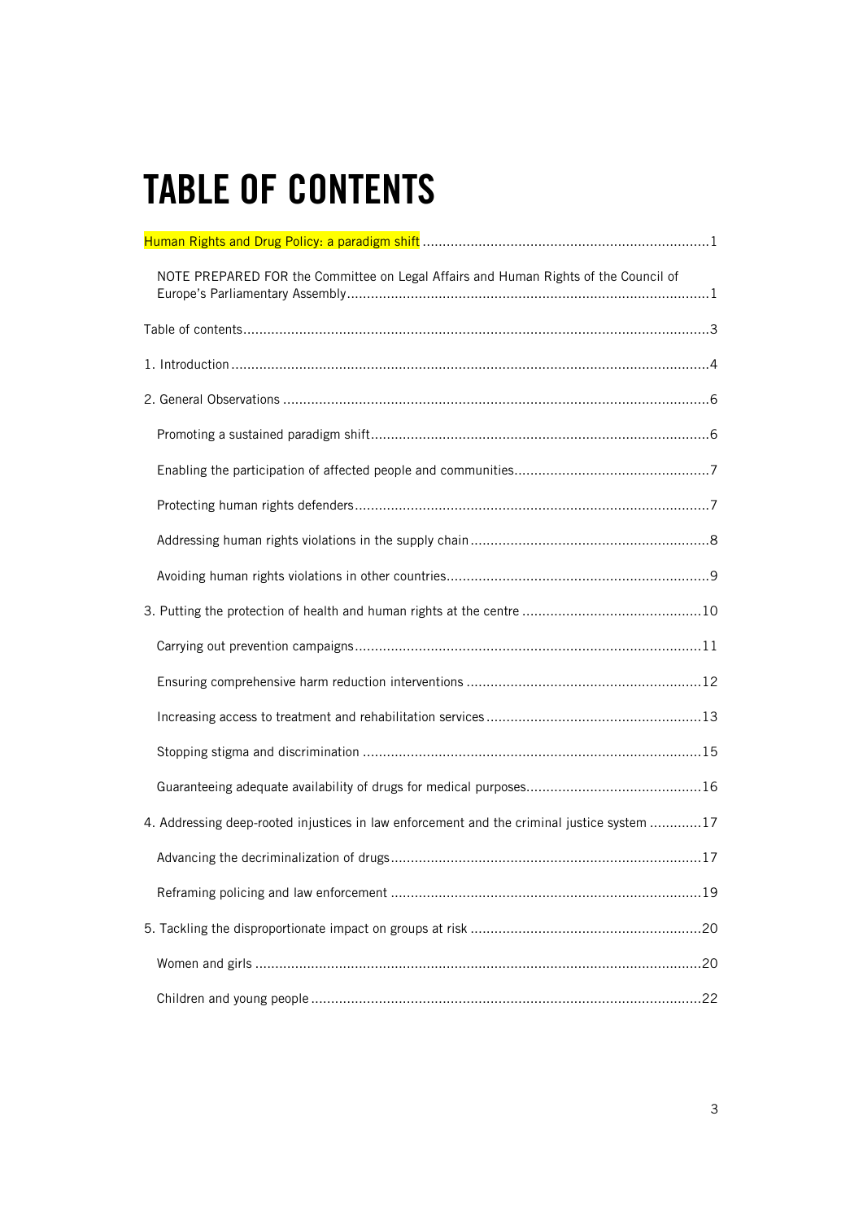# TABLE OF CONTENTS

Human Rights and Drug Policy: a paradigm shift ........................................................................1

NOTE PREPARED FOR the Committee on Legal Affairs and Human Rights of the Council of Europe's Parliamentary Assembly..........................................................................................1

Table of contents....................................................................................................................3

1. Introduction .......................................................................................................................4

2. General Observations ..........................................................................................................6

Promoting a sustained paradigm shift....................................................................................6

Enabling the participation of affected people and communities.................................................7

Protecting human rights defenders.........................................................................................7

Addressing human rights violations in the supply chain............................................................8

Avoiding human rights violations in other countries..................................................................9

3. Putting the protection of health and human rights at the centre .............................................10

Carrying out prevention campaigns.......................................................................................11

Ensuring comprehensive harm reduction interventions ...........................................................12

Increasing access to treatment and rehabilitation services......................................................13

Stopping stigma and discrimination ....................................................................................15

Guaranteeing adequate availability of drugs for medical purposes............................................16

4. Addressing deep-rooted injustices in law enforcement and the criminal justice system .............17

Advancing the decriminalization of drugs..............................................................................17

Reframing policing and law enforcement ..............................................................................19

5. Tackling the disproportionate impact on groups at risk ..........................................................20

Women and girls ................................................................................................................20

Children and young people ..................................................................................................22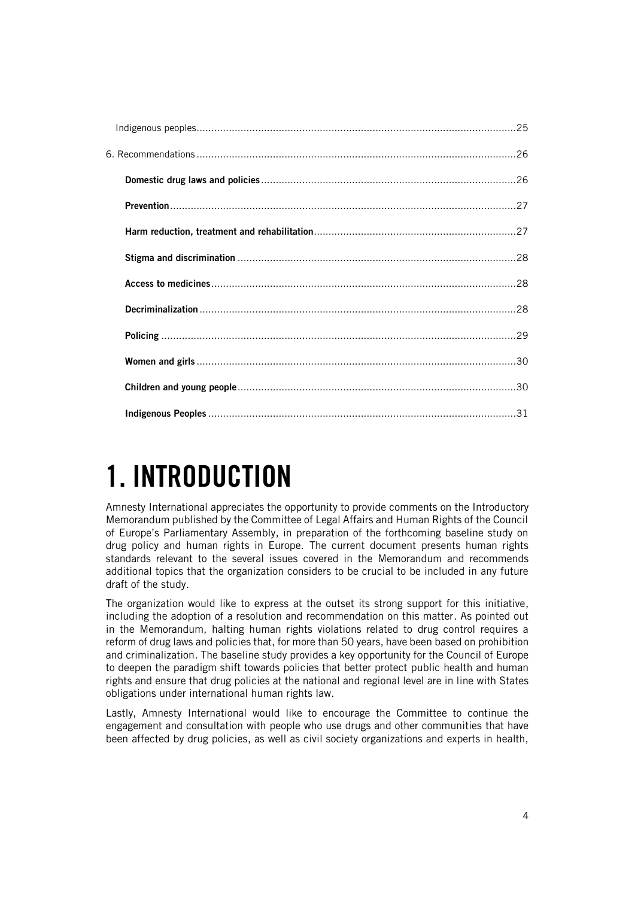Indigenous peoples ........................................................................................................25

6. Recommendations ........................................................................................................26

**Domestic drug laws and policies** ........................................................................................26

**Prevention** ........................................................................................................27

**Harm reduction, treatment and rehabilitation** ........................................................................27

**Stigma and discrimination** ........................................................................................28

**Access to medicines** ........................................................................................................28

**Decriminalization** ........................................................................................................28

**Policing** ........................................................................................................29

**Women and girls** ........................................................................................................30

**Children and young people** ........................................................................................30

**Indigenous Peoples** ........................................................................................................31

# 1. INTRODUCTION

Amnesty International appreciates the opportunity to provide comments on the Introductory Memorandum published by the Committee of Legal Affairs and Human Rights of the Council of Europe's Parliamentary Assembly, in preparation of the forthcoming baseline study on drug policy and human rights in Europe. The current document presents human rights standards relevant to the several issues covered in the Memorandum and recommends additional topics that the organization considers to be crucial to be included in any future draft of the study.

The organization would like to express at the outset its strong support for this initiative, including the adoption of a resolution and recommendation on this matter. As pointed out in the Memorandum, halting human rights violations related to drug control requires a reform of drug laws and policies that, for more than 50 years, have been based on prohibition and criminalization. The baseline study provides a key opportunity for the Council of Europe to deepen the paradigm shift towards policies that better protect public health and human rights and ensure that drug policies at the national and regional level are in line with States obligations under international human rights law.

Lastly, Amnesty International would like to encourage the Committee to continue the engagement and consultation with people who use drugs and other communities that have been affected by drug policies, as well as civil society organizations and experts in health,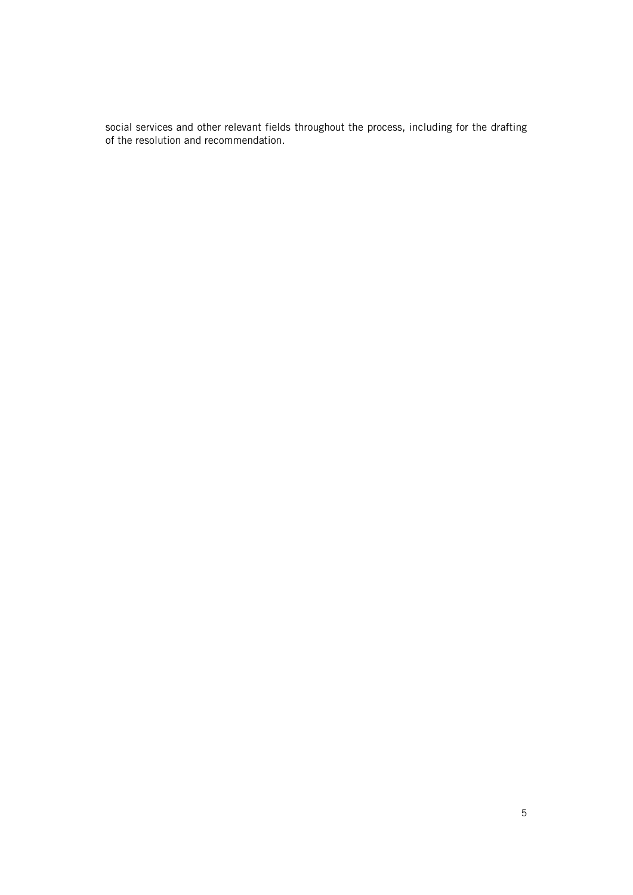social services and other relevant fields throughout the process, including for the drafting of the resolution and recommendation.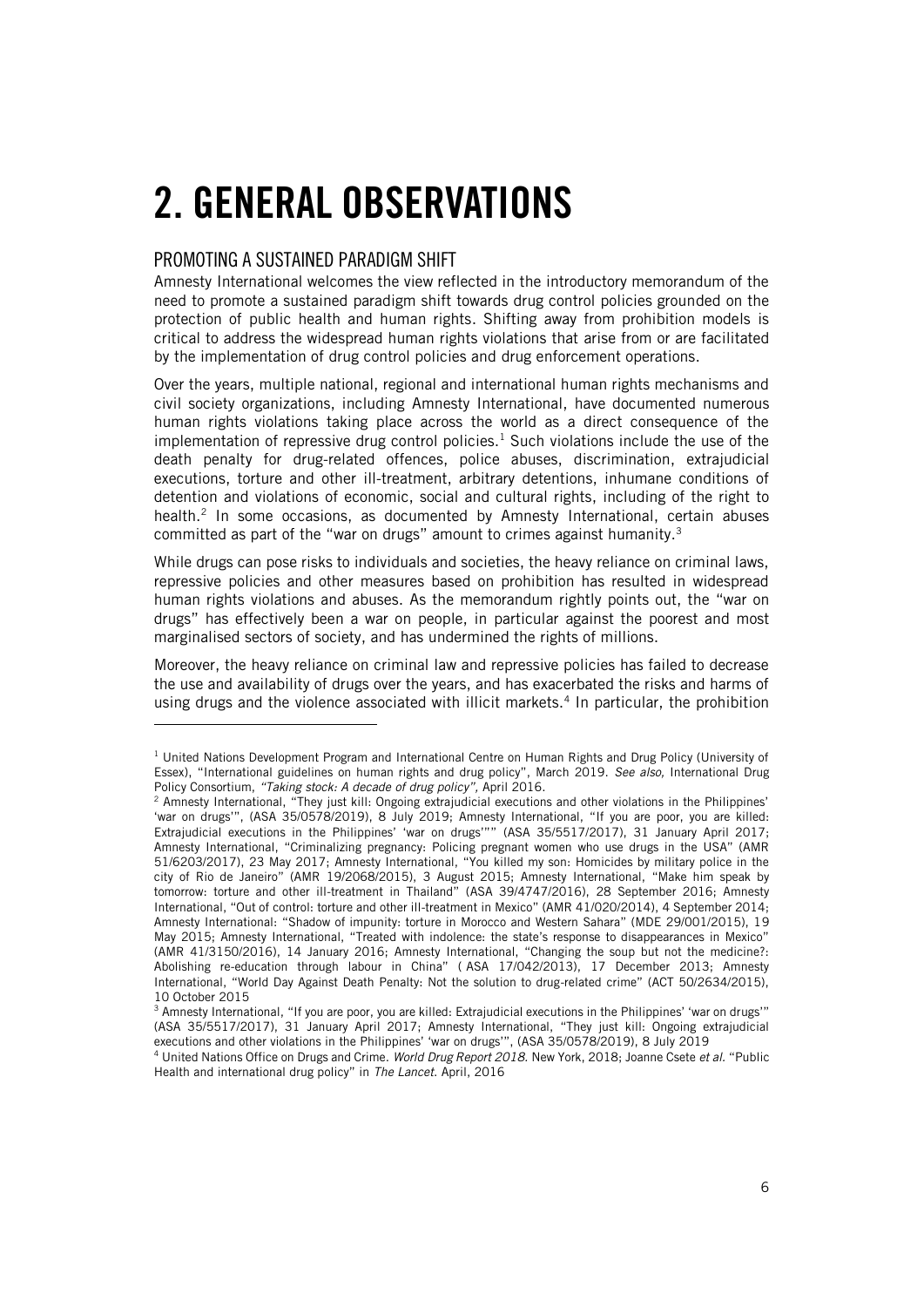# 2. GENERAL OBSERVATIONS

## PROMOTING A SUSTAINED PARADIGM SHIFT

Amnesty International welcomes the view reflected in the introductory memorandum of the need to promote a sustained paradigm shift towards drug control policies grounded on the protection of public health and human rights. Shifting away from prohibition models is critical to address the widespread human rights violations that arise from or are facilitated by the implementation of drug control policies and drug enforcement operations.

Over the years, multiple national, regional and international human rights mechanisms and civil society organizations, including Amnesty International, have documented numerous human rights violations taking place across the world as a direct consequence of the implementation of repressive drug control policies.[1] Such violations include the use of the death penalty for drug-related offences, police abuses, discrimination, extrajudicial executions, torture and other ill-treatment, arbitrary detentions, inhumane conditions of detention and violations of economic, social and cultural rights, including of the right to health.[2] In some occasions, as documented by Amnesty International, certain abuses committed as part of the "war on drugs" amount to crimes against humanity.[3]

While drugs can pose risks to individuals and societies, the heavy reliance on criminal laws, repressive policies and other measures based on prohibition has resulted in widespread human rights violations and abuses. As the memorandum rightly points out, the "war on drugs" has effectively been a war on people, in particular against the poorest and most marginalised sectors of society, and has undermined the rights of millions.

Moreover, the heavy reliance on criminal law and repressive policies has failed to decrease the use and availability of drugs over the years, and has exacerbated the risks and harms of using drugs and the violence associated with illicit markets.[4] In particular, the prohibition

---

[1] United Nations Development Program and International Centre on Human Rights and Drug Policy (University of Essex), "International guidelines on human rights and drug policy", March 2019. *See also,* International Drug Policy Consortium, *"Taking stock: A decade of drug policy",* April 2016.

[2] Amnesty International, "They just kill: Ongoing extrajudicial executions and other violations in the Philippines' 'war on drugs'", (ASA 35/0578/2019), 8 July 2019; Amnesty International, "If you are poor, you are killed: Extrajudicial executions in the Philippines' 'war on drugs''" (ASA 35/5517/2017), 31 January April 2017; Amnesty International, "Criminalizing pregnancy: Policing pregnant women who use drugs in the USA" (AMR 51/6203/2017), 23 May 2017; Amnesty International, "You killed my son: Homicides by military police in the city of Rio de Janeiro" (AMR 19/2068/2015), 3 August 2015; Amnesty International, "Make him speak by tomorrow: torture and other ill-treatment in Thailand" (ASA 39/4747/2016), 28 September 2016; Amnesty International, "Out of control: torture and other ill-treatment in Mexico" (AMR 41/020/2014), 4 September 2014; Amnesty International: "Shadow of impunity: torture in Morocco and Western Sahara" (MDE 29/001/2015), 19 May 2015; Amnesty International, "Treated with indolence: the state's response to disappearances in Mexico" (AMR 41/3150/2016), 14 January 2016; Amnesty International, "Changing the soup but not the medicine?: Abolishing re-education through labour in China" ( ASA 17/042/2013), 17 December 2013; Amnesty International, "World Day Against Death Penalty: Not the solution to drug-related crime" (ACT 50/2634/2015), 10 October 2015

[3] Amnesty International, "If you are poor, you are killed: Extrajudicial executions in the Philippines' 'war on drugs'" (ASA 35/5517/2017), 31 January April 2017; Amnesty International, "They just kill: Ongoing extrajudicial executions and other violations in the Philippines' 'war on drugs'", (ASA 35/0578/2019), 8 July 2019

[4] United Nations Office on Drugs and Crime. *World Drug Report 2018*. New York, 2018; Joanne Csete *et al*. "Public Health and international drug policy" in *The Lancet*. April, 2016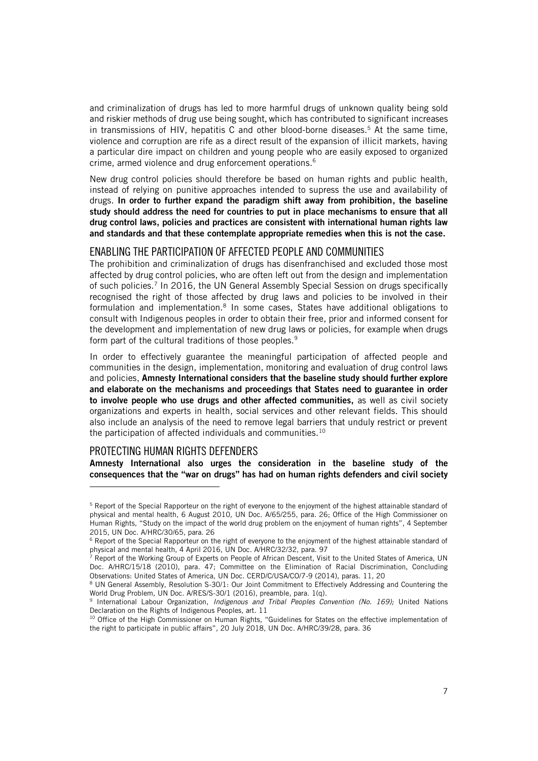and criminalization of drugs has led to more harmful drugs of unknown quality being sold and riskier methods of drug use being sought, which has contributed to significant increases in transmissions of HIV, hepatitis C and other blood-borne diseases.[5] At the same time, violence and corruption are rife as a direct result of the expansion of illicit markets, having a particular dire impact on children and young people who are easily exposed to organized crime, armed violence and drug enforcement operations.[6]

New drug control policies should therefore be based on human rights and public health, instead of relying on punitive approaches intended to supress the use and availability of drugs. **In order to further expand the paradigm shift away from prohibition, the baseline study should address the need for countries to put in place mechanisms to ensure that all drug control laws, policies and practices are consistent with international human rights law and standards and that these contemplate appropriate remedies when this is not the case.**

## ENABLING THE PARTICIPATION OF AFFECTED PEOPLE AND COMMUNITIES

The prohibition and criminalization of drugs has disenfranchised and excluded those most affected by drug control policies, who are often left out from the design and implementation of such policies.[7] In 2016, the UN General Assembly Special Session on drugs specifically recognised the right of those affected by drug laws and policies to be involved in their formulation and implementation.[8] In some cases, States have additional obligations to consult with Indigenous peoples in order to obtain their free, prior and informed consent for the development and implementation of new drug laws or policies, for example when drugs form part of the cultural traditions of those peoples.[9]

In order to effectively guarantee the meaningful participation of affected people and communities in the design, implementation, monitoring and evaluation of drug control laws and policies, **Amnesty International considers that the baseline study should further explore and elaborate on the mechanisms and proceedings that States need to guarantee in order to involve people who use drugs and other affected communities,** as well as civil society organizations and experts in health, social services and other relevant fields. This should also include an analysis of the need to remove legal barriers that unduly restrict or prevent the participation of affected individuals and communities.[10]

## PROTECTING HUMAN RIGHTS DEFENDERS

**Amnesty International also urges the consideration in the baseline study of the consequences that the "war on drugs" has had on human rights defenders and civil society**

---

[5] Report of the Special Rapporteur on the right of everyone to the enjoyment of the highest attainable standard of physical and mental health, 6 August 2010, UN Doc. A/65/255, para. 26; Office of the High Commissioner on Human Rights, "Study on the impact of the world drug problem on the enjoyment of human rights", 4 September 2015, UN Doc. A/HRC/30/65, para. 26

[6] Report of the Special Rapporteur on the right of everyone to the enjoyment of the highest attainable standard of physical and mental health, 4 April 2016, UN Doc. A/HRC/32/32, para. 97

[7] Report of the Working Group of Experts on People of African Descent, Visit to the United States of America, UN Doc. A/HRC/15/18 (2010), para. 47; Committee on the Elimination of Racial Discrimination, Concluding Observations: United States of America, UN Doc. CERD/C/USA/CO/7-9 (2014), paras. 11, 20

[8] UN General Assembly, Resolution S-30/1: Our Joint Commitment to Effectively Addressing and Countering the World Drug Problem, UN Doc. A/RES/S-30/1 (2016), preamble, para. 1(q).

[9] International Labour Organization, *Indigenous and Tribal Peoples Convention (No. 169);* United Nations Declaration on the Rights of Indigenous Peoples, art. 11

[10] Office of the High Commissioner on Human Rights, "Guidelines for States on the effective implementation of the right to participate in public affairs", 20 July 2018, UN Doc. A/HRC/39/28, para. 36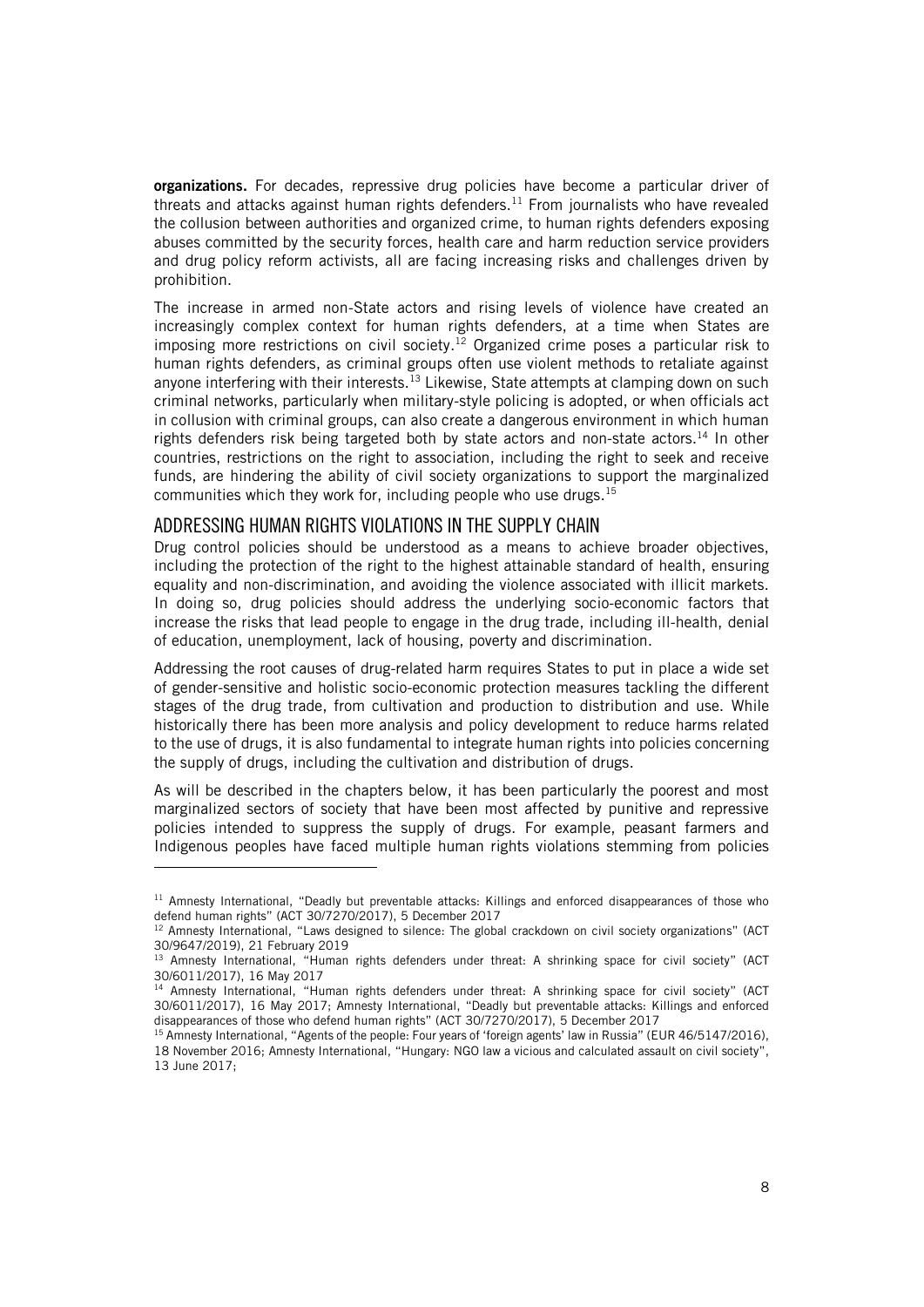**organizations.** For decades, repressive drug policies have become a particular driver of threats and attacks against human rights defenders.[11] From journalists who have revealed the collusion between authorities and organized crime, to human rights defenders exposing abuses committed by the security forces, health care and harm reduction service providers and drug policy reform activists, all are facing increasing risks and challenges driven by prohibition.

The increase in armed non-State actors and rising levels of violence have created an increasingly complex context for human rights defenders, at a time when States are imposing more restrictions on civil society.[12] Organized crime poses a particular risk to human rights defenders, as criminal groups often use violent methods to retaliate against anyone interfering with their interests.[13] Likewise, State attempts at clamping down on such criminal networks, particularly when military-style policing is adopted, or when officials act in collusion with criminal groups, can also create a dangerous environment in which human rights defenders risk being targeted both by state actors and non-state actors.[14] In other countries, restrictions on the right to association, including the right to seek and receive funds, are hindering the ability of civil society organizations to support the marginalized communities which they work for, including people who use drugs.[15]

## ADDRESSING HUMAN RIGHTS VIOLATIONS IN THE SUPPLY CHAIN

Drug control policies should be understood as a means to achieve broader objectives, including the protection of the right to the highest attainable standard of health, ensuring equality and non-discrimination, and avoiding the violence associated with illicit markets. In doing so, drug policies should address the underlying socio-economic factors that increase the risks that lead people to engage in the drug trade, including ill-health, denial of education, unemployment, lack of housing, poverty and discrimination.

Addressing the root causes of drug-related harm requires States to put in place a wide set of gender-sensitive and holistic socio-economic protection measures tackling the different stages of the drug trade, from cultivation and production to distribution and use. While historically there has been more analysis and policy development to reduce harms related to the use of drugs, it is also fundamental to integrate human rights into policies concerning the supply of drugs, including the cultivation and distribution of drugs.

As will be described in the chapters below, it has been particularly the poorest and most marginalized sectors of society that have been most affected by punitive and repressive policies intended to suppress the supply of drugs. For example, peasant farmers and Indigenous peoples have faced multiple human rights violations stemming from policies

---

[11] Amnesty International, "Deadly but preventable attacks: Killings and enforced disappearances of those who defend human rights" (ACT 30/7270/2017), 5 December 2017

[12] Amnesty International, "Laws designed to silence: The global crackdown on civil society organizations" (ACT 30/9647/2019), 21 February 2019

[13] Amnesty International, "Human rights defenders under threat: A shrinking space for civil society" (ACT 30/6011/2017), 16 May 2017

[14] Amnesty International, "Human rights defenders under threat: A shrinking space for civil society" (ACT 30/6011/2017), 16 May 2017; Amnesty International, "Deadly but preventable attacks: Killings and enforced disappearances of those who defend human rights" (ACT 30/7270/2017), 5 December 2017

[15] Amnesty International, "Agents of the people: Four years of 'foreign agents' law in Russia" (EUR 46/5147/2016), 18 November 2016; Amnesty International, "Hungary: NGO law a vicious and calculated assault on civil society", 13 June 2017;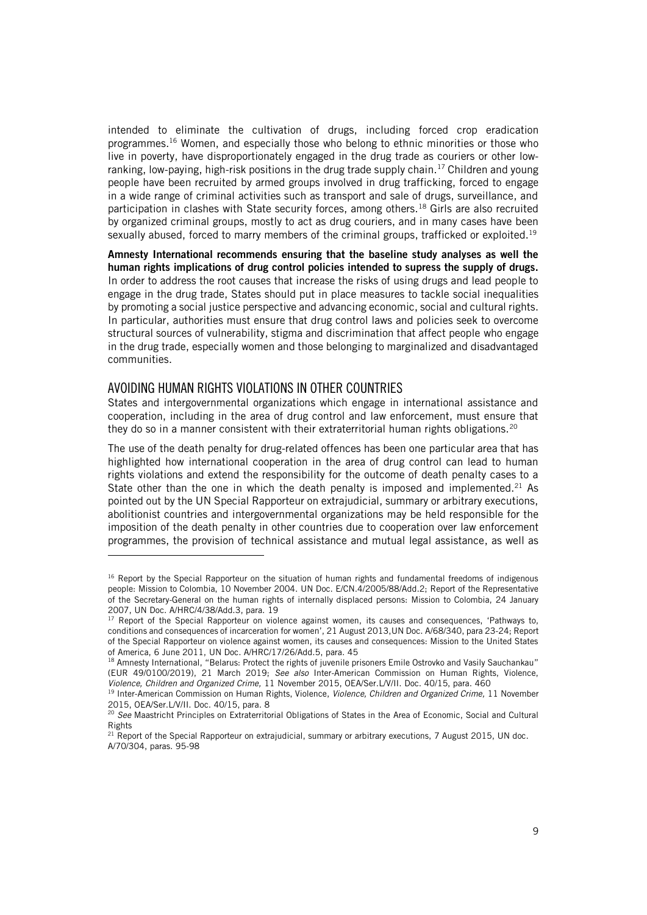intended to eliminate the cultivation of drugs, including forced crop eradication programmes.[16] Women, and especially those who belong to ethnic minorities or those who live in poverty, have disproportionately engaged in the drug trade as couriers or other low-ranking, low-paying, high-risk positions in the drug trade supply chain.[17] Children and young people have been recruited by armed groups involved in drug trafficking, forced to engage in a wide range of criminal activities such as transport and sale of drugs, surveillance, and participation in clashes with State security forces, among others.[18] Girls are also recruited by organized criminal groups, mostly to act as drug couriers, and in many cases have been sexually abused, forced to marry members of the criminal groups, trafficked or exploited.[19]

**Amnesty International recommends ensuring that the baseline study analyses as well the human rights implications of drug control policies intended to supress the supply of drugs.** In order to address the root causes that increase the risks of using drugs and lead people to engage in the drug trade, States should put in place measures to tackle social inequalities by promoting a social justice perspective and advancing economic, social and cultural rights. In particular, authorities must ensure that drug control laws and policies seek to overcome structural sources of vulnerability, stigma and discrimination that affect people who engage in the drug trade, especially women and those belonging to marginalized and disadvantaged communities.

## AVOIDING HUMAN RIGHTS VIOLATIONS IN OTHER COUNTRIES

States and intergovernmental organizations which engage in international assistance and cooperation, including in the area of drug control and law enforcement, must ensure that they do so in a manner consistent with their extraterritorial human rights obligations.[20]

The use of the death penalty for drug-related offences has been one particular area that has highlighted how international cooperation in the area of drug control can lead to human rights violations and extend the responsibility for the outcome of death penalty cases to a State other than the one in which the death penalty is imposed and implemented.[21] As pointed out by the UN Special Rapporteur on extrajudicial, summary or arbitrary executions, abolitionist countries and intergovernmental organizations may be held responsible for the imposition of the death penalty in other countries due to cooperation over law enforcement programmes, the provision of technical assistance and mutual legal assistance, as well as

---

[16] Report by the Special Rapporteur on the situation of human rights and fundamental freedoms of indigenous people: Mission to Colombia, 10 November 2004. UN Doc. E/CN.4/2005/88/Add.2; Report of the Representative of the Secretary-General on the human rights of internally displaced persons: Mission to Colombia, 24 January 2007, UN Doc. A/HRC/4/38/Add.3, para. 19

[17] Report of the Special Rapporteur on violence against women, its causes and consequences, 'Pathways to, conditions and consequences of incarceration for women', 21 August 2013,UN Doc. A/68/340, para 23-24; Report of the Special Rapporteur on violence against women, its causes and consequences: Mission to the United States of America, 6 June 2011, UN Doc. A/HRC/17/26/Add.5, para. 45

[18] Amnesty International, "Belarus: Protect the rights of juvenile prisoners Emile Ostrovko and Vasily Sauchankau" (EUR 49/0100/2019), 21 March 2019; *See also* Inter-American Commission on Human Rights, Violence, *Violence, Children and Organized Crime,* 11 November 2015, OEA/Ser.L/V/II. Doc. 40/15, para. 460

[19] Inter-American Commission on Human Rights, Violence, *Violence, Children and Organized Crime,* 11 November 2015, OEA/Ser.L/V/II. Doc. 40/15, para. 8

[20] *See* Maastricht Principles on Extraterritorial Obligations of States in the Area of Economic, Social and Cultural Rights

[21] Report of the Special Rapporteur on extrajudicial, summary or arbitrary executions, 7 August 2015, UN doc. A/70/304, paras. 95-98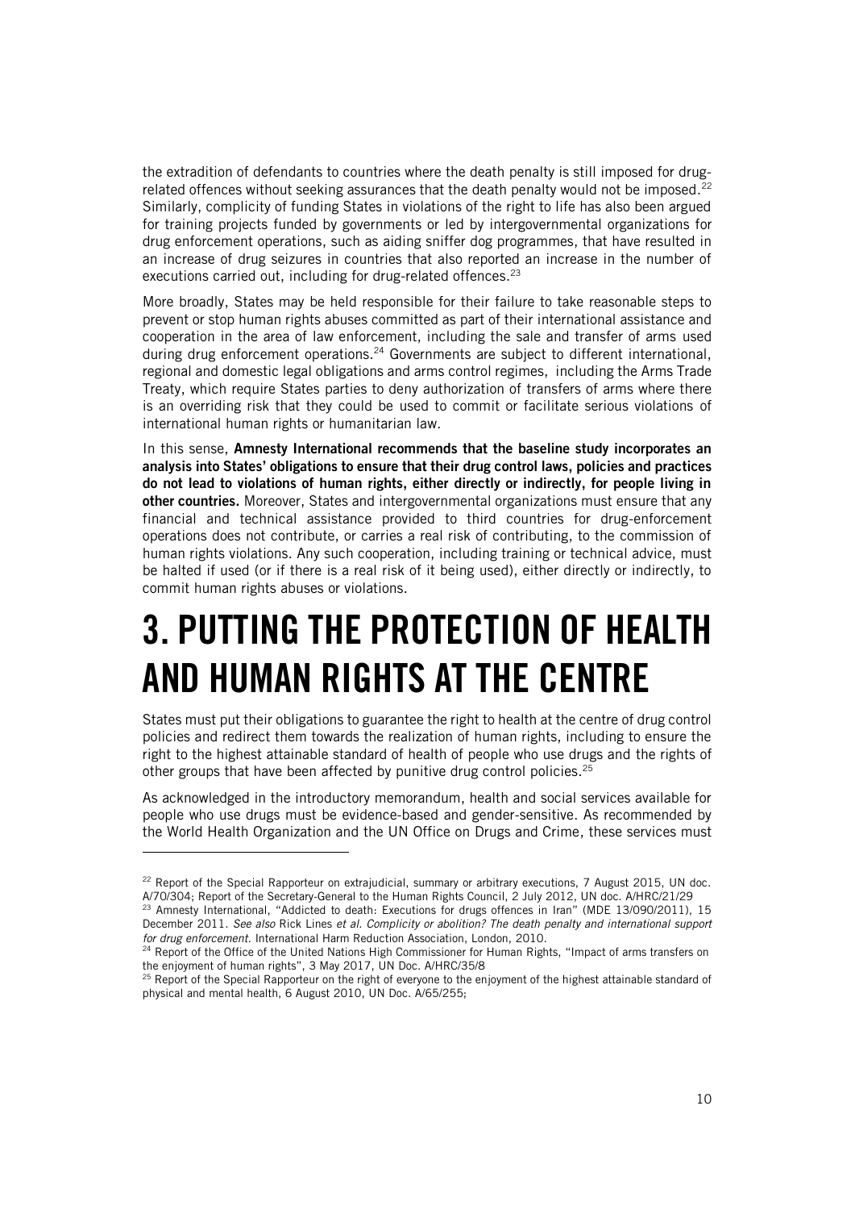the extradition of defendants to countries where the death penalty is still imposed for drug-related offences without seeking assurances that the death penalty would not be imposed.[22] Similarly, complicity of funding States in violations of the right to life has also been argued for training projects funded by governments or led by intergovernmental organizations for drug enforcement operations, such as aiding sniffer dog programmes, that have resulted in an increase of drug seizures in countries that also reported an increase in the number of executions carried out, including for drug-related offences.[23]

More broadly, States may be held responsible for their failure to take reasonable steps to prevent or stop human rights abuses committed as part of their international assistance and cooperation in the area of law enforcement, including the sale and transfer of arms used during drug enforcement operations.[24] Governments are subject to different international, regional and domestic legal obligations and arms control regimes, including the Arms Trade Treaty, which require States parties to deny authorization of transfers of arms where there is an overriding risk that they could be used to commit or facilitate serious violations of international human rights or humanitarian law.

In this sense, **Amnesty International recommends that the baseline study incorporates an analysis into States' obligations to ensure that their drug control laws, policies and practices do not lead to violations of human rights, either directly or indirectly, for people living in other countries.** Moreover, States and intergovernmental organizations must ensure that any financial and technical assistance provided to third countries for drug-enforcement operations does not contribute, or carries a real risk of contributing, to the commission of human rights violations. Any such cooperation, including training or technical advice, must be halted if used (or if there is a real risk of it being used), either directly or indirectly, to commit human rights abuses or violations.

# 3. PUTTING THE PROTECTION OF HEALTH AND HUMAN RIGHTS AT THE CENTRE

States must put their obligations to guarantee the right to health at the centre of drug control policies and redirect them towards the realization of human rights, including to ensure the right to the highest attainable standard of health of people who use drugs and the rights of other groups that have been affected by punitive drug control policies.[25]

As acknowledged in the introductory memorandum, health and social services available for people who use drugs must be evidence-based and gender-sensitive. As recommended by the World Health Organization and the UN Office on Drugs and Crime, these services must

---

[22] Report of the Special Rapporteur on extrajudicial, summary or arbitrary executions, 7 August 2015, UN doc. A/70/304; Report of the Secretary-General to the Human Rights Council, 2 July 2012, UN doc. A/HRC/21/29

[23] Amnesty International, "Addicted to death: Executions for drugs offences in Iran" (MDE 13/090/2011), 15 December 2011. *See also* Rick Lines *et al. Complicity or abolition? The death penalty and international support for drug enforcement.* International Harm Reduction Association, London, 2010.

[24] Report of the Office of the United Nations High Commissioner for Human Rights, "Impact of arms transfers on the enjoyment of human rights", 3 May 2017, UN Doc. A/HRC/35/8

[25] Report of the Special Rapporteur on the right of everyone to the enjoyment of the highest attainable standard of physical and mental health, 6 August 2010, UN Doc. A/65/255;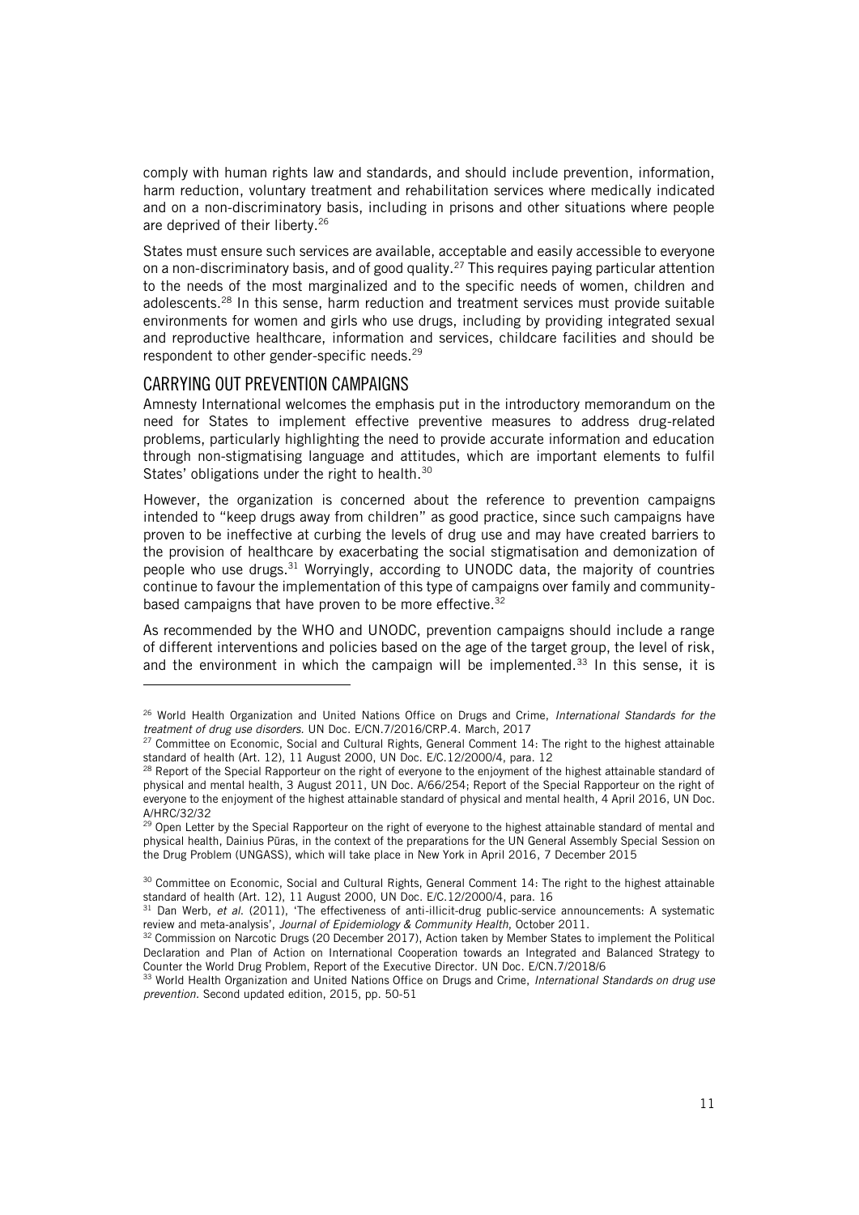comply with human rights law and standards, and should include prevention, information, harm reduction, voluntary treatment and rehabilitation services where medically indicated and on a non-discriminatory basis, including in prisons and other situations where people are deprived of their liberty.[26]

States must ensure such services are available, acceptable and easily accessible to everyone on a non-discriminatory basis, and of good quality.[27] This requires paying particular attention to the needs of the most marginalized and to the specific needs of women, children and adolescents.[28] In this sense, harm reduction and treatment services must provide suitable environments for women and girls who use drugs, including by providing integrated sexual and reproductive healthcare, information and services, childcare facilities and should be respondent to other gender-specific needs.[29]

## CARRYING OUT PREVENTION CAMPAIGNS

Amnesty International welcomes the emphasis put in the introductory memorandum on the need for States to implement effective preventive measures to address drug-related problems, particularly highlighting the need to provide accurate information and education through non-stigmatising language and attitudes, which are important elements to fulfil States' obligations under the right to health.[30]

However, the organization is concerned about the reference to prevention campaigns intended to "keep drugs away from children" as good practice, since such campaigns have proven to be ineffective at curbing the levels of drug use and may have created barriers to the provision of healthcare by exacerbating the social stigmatisation and demonization of people who use drugs.[31] Worryingly, according to UNODC data, the majority of countries continue to favour the implementation of this type of campaigns over family and community-based campaigns that have proven to be more effective.[32]

As recommended by the WHO and UNODC, prevention campaigns should include a range of different interventions and policies based on the age of the target group, the level of risk, and the environment in which the campaign will be implemented.[33] In this sense, it is

---

[26] World Health Organization and United Nations Office on Drugs and Crime, *International Standards for the treatment of drug use disorders.* UN Doc. E/CN.7/2016/CRP.4. March, 2017

[27] Committee on Economic, Social and Cultural Rights, General Comment 14: The right to the highest attainable standard of health (Art. 12), 11 August 2000, UN Doc. E/C.12/2000/4, para. 12

[28] Report of the Special Rapporteur on the right of everyone to the enjoyment of the highest attainable standard of physical and mental health, 3 August 2011, UN Doc. A/66/254; Report of the Special Rapporteur on the right of everyone to the enjoyment of the highest attainable standard of physical and mental health, 4 April 2016, UN Doc. A/HRC/32/32

[29] Open Letter by the Special Rapporteur on the right of everyone to the highest attainable standard of mental and physical health, Dainius Pūras, in the context of the preparations for the UN General Assembly Special Session on the Drug Problem (UNGASS), which will take place in New York in April 2016, 7 December 2015

[30] Committee on Economic, Social and Cultural Rights, General Comment 14: The right to the highest attainable standard of health (Art. 12), 11 August 2000, UN Doc. E/C.12/2000/4, para. 16

[31] Dan Werb, *et al.* (2011), 'The effectiveness of anti-illicit-drug public-service announcements: A systematic review and meta-analysis', *Journal of Epidemiology & Community Health,* October 2011.

[32] Commission on Narcotic Drugs (20 December 2017), Action taken by Member States to implement the Political Declaration and Plan of Action on International Cooperation towards an Integrated and Balanced Strategy to Counter the World Drug Problem, Report of the Executive Director. UN Doc. E/CN.7/2018/6

[33] World Health Organization and United Nations Office on Drugs and Crime, *International Standards on drug use prevention.* Second updated edition, 2015, pp. 50-51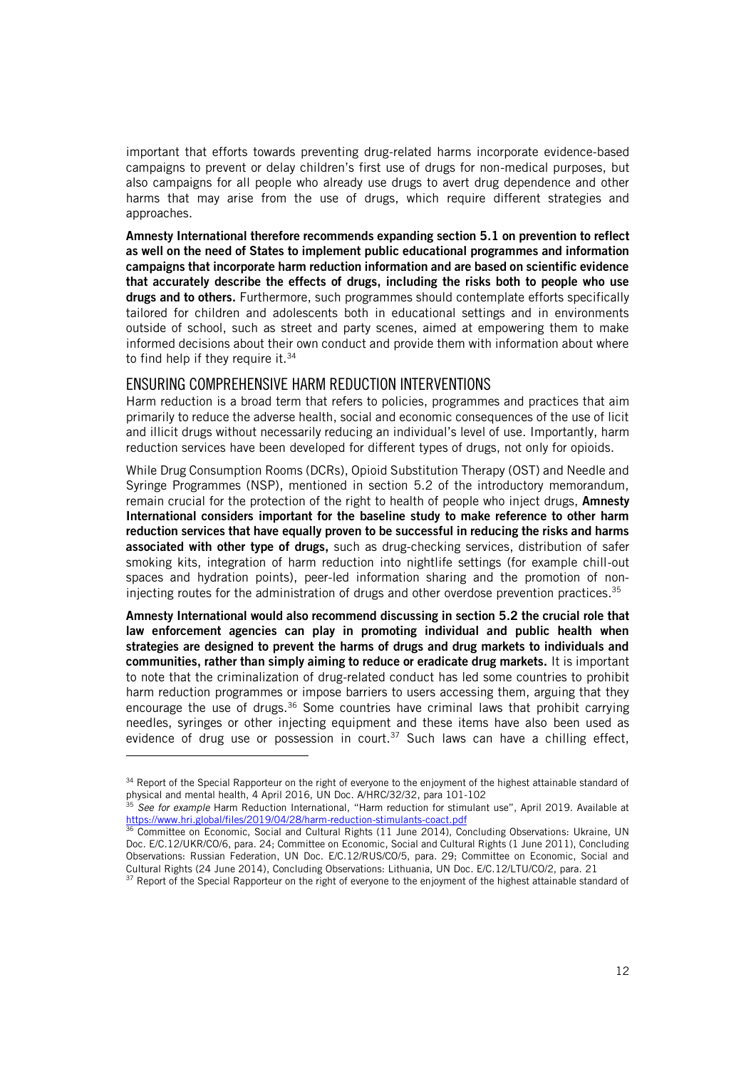important that efforts towards preventing drug-related harms incorporate evidence-based campaigns to prevent or delay children's first use of drugs for non-medical purposes, but also campaigns for all people who already use drugs to avert drug dependence and other harms that may arise from the use of drugs, which require different strategies and approaches.

**Amnesty International therefore recommends expanding section 5.1 on prevention to reflect as well on the need of States to implement public educational programmes and information campaigns that incorporate harm reduction information and are based on scientific evidence that accurately describe the effects of drugs, including the risks both to people who use drugs and to others.** Furthermore, such programmes should contemplate efforts specifically tailored for children and adolescents both in educational settings and in environments outside of school, such as street and party scenes, aimed at empowering them to make informed decisions about their own conduct and provide them with information about where to find help if they require it.[34]

## ENSURING COMPREHENSIVE HARM REDUCTION INTERVENTIONS

Harm reduction is a broad term that refers to policies, programmes and practices that aim primarily to reduce the adverse health, social and economic consequences of the use of licit and illicit drugs without necessarily reducing an individual's level of use. Importantly, harm reduction services have been developed for different types of drugs, not only for opioids.

While Drug Consumption Rooms (DCRs), Opioid Substitution Therapy (OST) and Needle and Syringe Programmes (NSP), mentioned in section 5.2 of the introductory memorandum, remain crucial for the protection of the right to health of people who inject drugs, **Amnesty International considers important for the baseline study to make reference to other harm reduction services that have equally proven to be successful in reducing the risks and harms associated with other type of drugs,** such as drug-checking services, distribution of safer smoking kits, integration of harm reduction into nightlife settings (for example chill-out spaces and hydration points), peer-led information sharing and the promotion of non-injecting routes for the administration of drugs and other overdose prevention practices.[35]

**Amnesty International would also recommend discussing in section 5.2 the crucial role that law enforcement agencies can play in promoting individual and public health when strategies are designed to prevent the harms of drugs and drug markets to individuals and communities, rather than simply aiming to reduce or eradicate drug markets.** It is important to note that the criminalization of drug-related conduct has led some countries to prohibit harm reduction programmes or impose barriers to users accessing them, arguing that they encourage the use of drugs.[36] Some countries have criminal laws that prohibit carrying needles, syringes or other injecting equipment and these items have also been used as evidence of drug use or possession in court.[37] Such laws can have a chilling effect,

---

[34] Report of the Special Rapporteur on the right of everyone to the enjoyment of the highest attainable standard of physical and mental health, 4 April 2016, UN Doc. A/HRC/32/32, para 101-102

[35] *See for example* Harm Reduction International, "Harm reduction for stimulant use", April 2019. Available at https://www.hri.global/files/2019/04/28/harm-reduction-stimulants-coact.pdf

[36] Committee on Economic, Social and Cultural Rights (11 June 2014), Concluding Observations: Ukraine, UN Doc. E/C.12/UKR/CO/6, para. 24; Committee on Economic, Social and Cultural Rights (1 June 2011), Concluding Observations: Russian Federation, UN Doc. E/C.12/RUS/CO/5, para. 29; Committee on Economic, Social and Cultural Rights (24 June 2014), Concluding Observations: Lithuania, UN Doc. E/C.12/LTU/CO/2, para. 21

[37] Report of the Special Rapporteur on the right of everyone to the enjoyment of the highest attainable standard of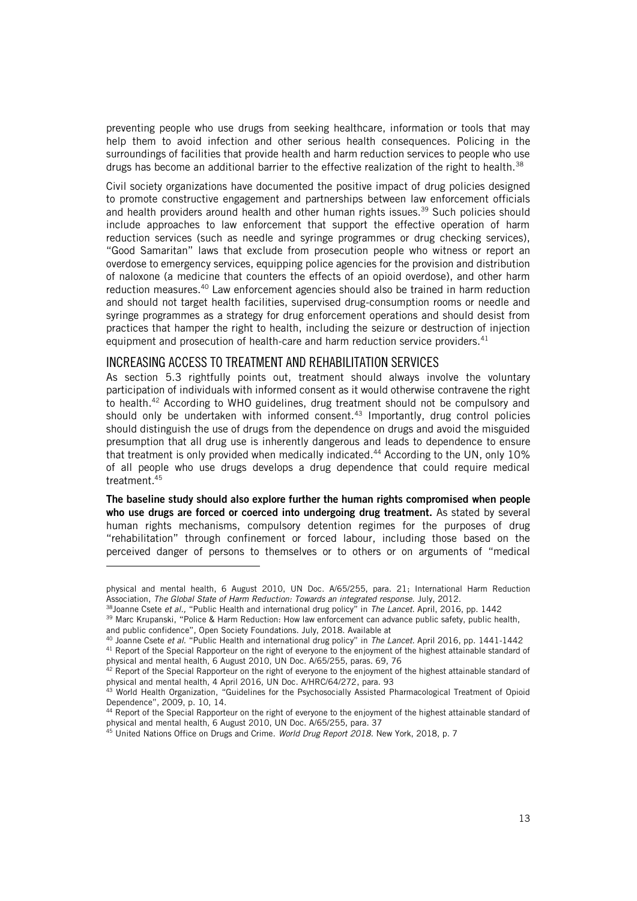preventing people who use drugs from seeking healthcare, information or tools that may help them to avoid infection and other serious health consequences. Policing in the surroundings of facilities that provide health and harm reduction services to people who use drugs has become an additional barrier to the effective realization of the right to health.[38]

Civil society organizations have documented the positive impact of drug policies designed to promote constructive engagement and partnerships between law enforcement officials and health providers around health and other human rights issues.[39] Such policies should include approaches to law enforcement that support the effective operation of harm reduction services (such as needle and syringe programmes or drug checking services), "Good Samaritan" laws that exclude from prosecution people who witness or report an overdose to emergency services, equipping police agencies for the provision and distribution of naloxone (a medicine that counters the effects of an opioid overdose), and other harm reduction measures.[40] Law enforcement agencies should also be trained in harm reduction and should not target health facilities, supervised drug-consumption rooms or needle and syringe programmes as a strategy for drug enforcement operations and should desist from practices that hamper the right to health, including the seizure or destruction of injection equipment and prosecution of health-care and harm reduction service providers.[41]

## INCREASING ACCESS TO TREATMENT AND REHABILITATION SERVICES

As section 5.3 rightfully points out, treatment should always involve the voluntary participation of individuals with informed consent as it would otherwise contravene the right to health.[42] According to WHO guidelines, drug treatment should not be compulsory and should only be undertaken with informed consent.[43] Importantly, drug control policies should distinguish the use of drugs from the dependence on drugs and avoid the misguided presumption that all drug use is inherently dangerous and leads to dependence to ensure that treatment is only provided when medically indicated.[44] According to the UN, only 10% of all people who use drugs develops a drug dependence that could require medical treatment.[45]

**The baseline study should also explore further the human rights compromised when people who use drugs are forced or coerced into undergoing drug treatment.** As stated by several human rights mechanisms, compulsory detention regimes for the purposes of drug "rehabilitation" through confinement or forced labour, including those based on the perceived danger of persons to themselves or to others or on arguments of "medical

---

physical and mental health, 6 August 2010, UN Doc. A/65/255, para. 21; International Harm Reduction Association, *The Global State of Harm Reduction: Towards an integrated response.* July, 2012.

[38] Joanne Csete *et al.,* "Public Health and international drug policy" in *The Lancet*. April, 2016, pp. 1442

[39] Marc Krupanski, "Police & Harm Reduction: How law enforcement can advance public safety, public health, and public confidence", Open Society Foundations. July, 2018. Available at

[40] Joanne Csete *et al.* "Public Health and international drug policy" in *The Lancet*. April 2016, pp. 1441-1442

[41] Report of the Special Rapporteur on the right of everyone to the enjoyment of the highest attainable standard of physical and mental health, 6 August 2010, UN Doc. A/65/255, paras. 69, 76

[42] Report of the Special Rapporteur on the right of everyone to the enjoyment of the highest attainable standard of physical and mental health, 4 April 2016, UN Doc. A/HRC/64/272, para. 93

[43] World Health Organization, "Guidelines for the Psychosocially Assisted Pharmacological Treatment of Opioid Dependence", 2009, p. 10, 14.

[44] Report of the Special Rapporteur on the right of everyone to the enjoyment of the highest attainable standard of physical and mental health, 6 August 2010, UN Doc. A/65/255, para. 37

[45] United Nations Office on Drugs and Crime. *World Drug Report 2018.* New York, 2018, p. 7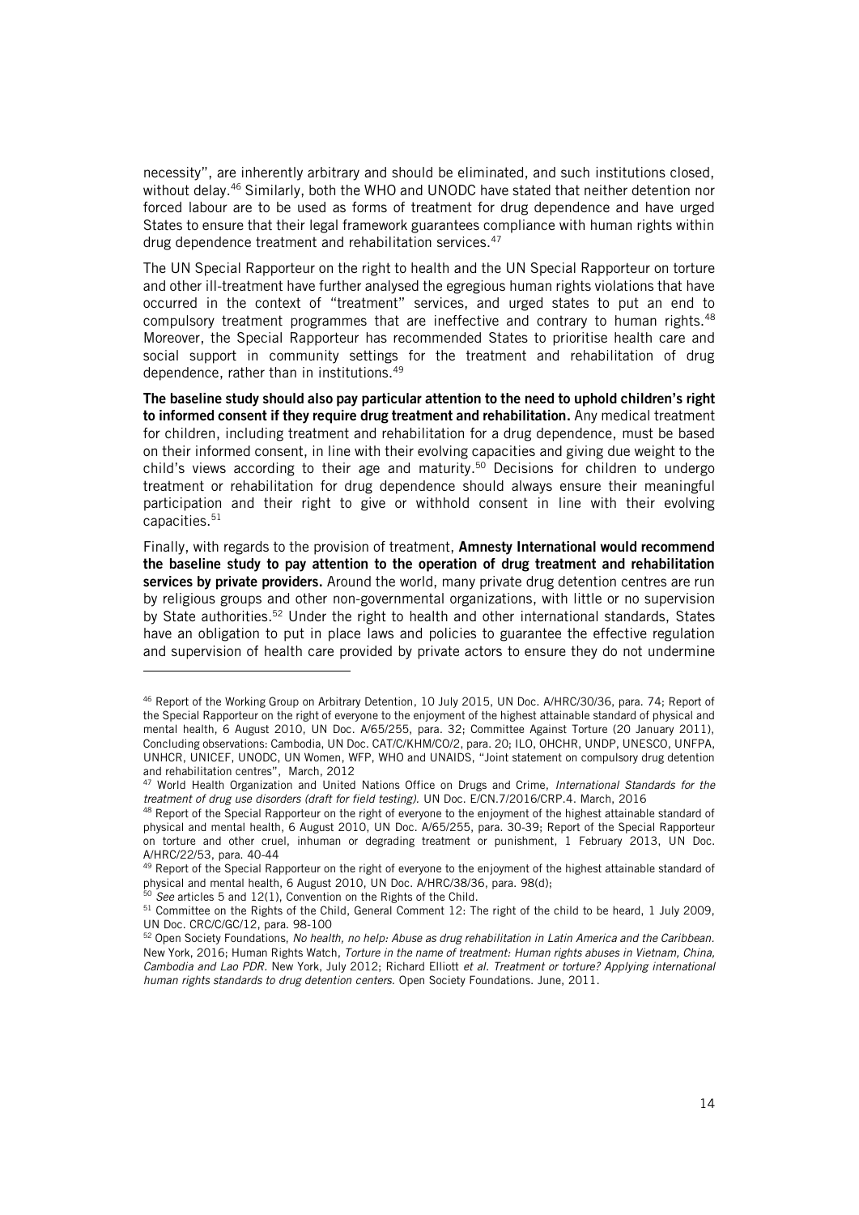necessity", are inherently arbitrary and should be eliminated, and such institutions closed, without delay.[46] Similarly, both the WHO and UNODC have stated that neither detention nor forced labour are to be used as forms of treatment for drug dependence and have urged States to ensure that their legal framework guarantees compliance with human rights within drug dependence treatment and rehabilitation services.[47]

The UN Special Rapporteur on the right to health and the UN Special Rapporteur on torture and other ill-treatment have further analysed the egregious human rights violations that have occurred in the context of "treatment" services, and urged states to put an end to compulsory treatment programmes that are ineffective and contrary to human rights.[48] Moreover, the Special Rapporteur has recommended States to prioritise health care and social support in community settings for the treatment and rehabilitation of drug dependence, rather than in institutions.[49]

**The baseline study should also pay particular attention to the need to uphold children's right to informed consent if they require drug treatment and rehabilitation.** Any medical treatment for children, including treatment and rehabilitation for a drug dependence, must be based on their informed consent, in line with their evolving capacities and giving due weight to the child's views according to their age and maturity.[50] Decisions for children to undergo treatment or rehabilitation for drug dependence should always ensure their meaningful participation and their right to give or withhold consent in line with their evolving capacities.[51]

Finally, with regards to the provision of treatment, **Amnesty International would recommend the baseline study to pay attention to the operation of drug treatment and rehabilitation services by private providers.** Around the world, many private drug detention centres are run by religious groups and other non-governmental organizations, with little or no supervision by State authorities.[52] Under the right to health and other international standards, States have an obligation to put in place laws and policies to guarantee the effective regulation and supervision of health care provided by private actors to ensure they do not undermine

---

[46] Report of the Working Group on Arbitrary Detention, 10 July 2015, UN Doc. A/HRC/30/36, para. 74; Report of the Special Rapporteur on the right of everyone to the enjoyment of the highest attainable standard of physical and mental health, 6 August 2010, UN Doc. A/65/255, para. 32; Committee Against Torture (20 January 2011), Concluding observations: Cambodia, UN Doc. CAT/C/KHM/CO/2, para. 20; ILO, OHCHR, UNDP, UNESCO, UNFPA, UNHCR, UNICEF, UNODC, UN Women, WFP, WHO and UNAIDS, "Joint statement on compulsory drug detention and rehabilitation centres", March, 2012

[47] World Health Organization and United Nations Office on Drugs and Crime, *International Standards for the treatment of drug use disorders (draft for field testing)*. UN Doc. E/CN.7/2016/CRP.4. March, 2016

[48] Report of the Special Rapporteur on the right of everyone to the enjoyment of the highest attainable standard of physical and mental health, 6 August 2010, UN Doc. A/65/255, para. 30-39; Report of the Special Rapporteur on torture and other cruel, inhuman or degrading treatment or punishment, 1 February 2013, UN Doc. A/HRC/22/53, para. 40-44

[49] Report of the Special Rapporteur on the right of everyone to the enjoyment of the highest attainable standard of physical and mental health, 6 August 2010, UN Doc. A/HRC/38/36, para. 98(d);

[50] *See* articles 5 and 12(1), Convention on the Rights of the Child.

[51] Committee on the Rights of the Child, General Comment 12: The right of the child to be heard, 1 July 2009, UN Doc. CRC/C/GC/12, para. 98-100

[52] Open Society Foundations, *No health, no help: Abuse as drug rehabilitation in Latin America and the Caribbean*. New York, 2016; Human Rights Watch, *Torture in the name of treatment: Human rights abuses in Vietnam, China, Cambodia and Lao PDR*. New York, July 2012; Richard Elliott *et al. Treatment or torture? Applying international human rights standards to drug detention centers.* Open Society Foundations. June, 2011.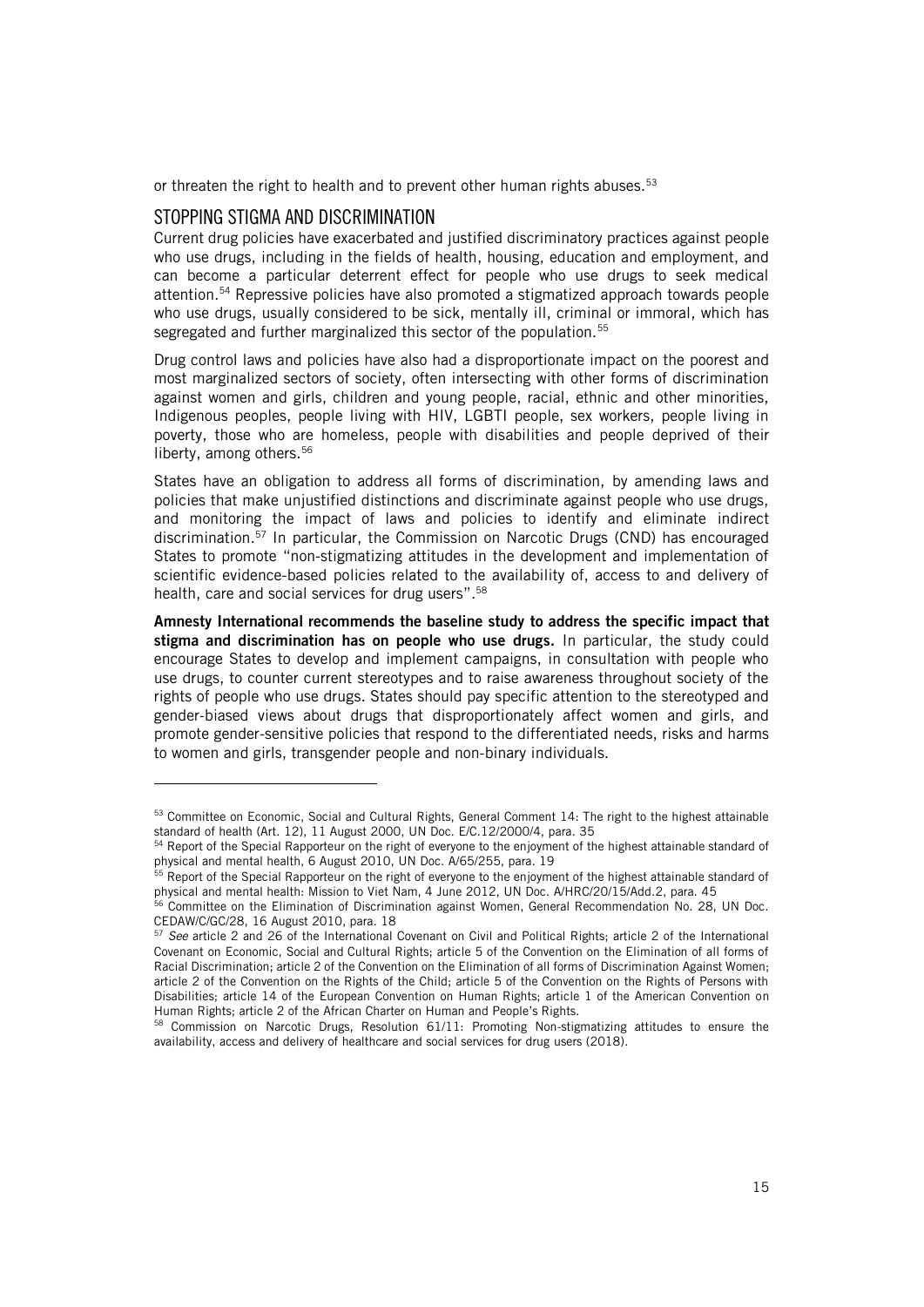or threaten the right to health and to prevent other human rights abuses.[53]

## STOPPING STIGMA AND DISCRIMINATION

Current drug policies have exacerbated and justified discriminatory practices against people who use drugs, including in the fields of health, housing, education and employment, and can become a particular deterrent effect for people who use drugs to seek medical attention.[54] Repressive policies have also promoted a stigmatized approach towards people who use drugs, usually considered to be sick, mentally ill, criminal or immoral, which has segregated and further marginalized this sector of the population.[55]

Drug control laws and policies have also had a disproportionate impact on the poorest and most marginalized sectors of society, often intersecting with other forms of discrimination against women and girls, children and young people, racial, ethnic and other minorities, Indigenous peoples, people living with HIV, LGBTI people, sex workers, people living in poverty, those who are homeless, people with disabilities and people deprived of their liberty, among others.[56]

States have an obligation to address all forms of discrimination, by amending laws and policies that make unjustified distinctions and discriminate against people who use drugs, and monitoring the impact of laws and policies to identify and eliminate indirect discrimination.[57] In particular, the Commission on Narcotic Drugs (CND) has encouraged States to promote "non-stigmatizing attitudes in the development and implementation of scientific evidence-based policies related to the availability of, access to and delivery of health, care and social services for drug users".[58]

**Amnesty International recommends the baseline study to address the specific impact that stigma and discrimination has on people who use drugs.** In particular, the study could encourage States to develop and implement campaigns, in consultation with people who use drugs, to counter current stereotypes and to raise awareness throughout society of the rights of people who use drugs. States should pay specific attention to the stereotyped and gender-biased views about drugs that disproportionately affect women and girls, and promote gender-sensitive policies that respond to the differentiated needs, risks and harms to women and girls, transgender people and non-binary individuals.

---

[53] Committee on Economic, Social and Cultural Rights, General Comment 14: The right to the highest attainable standard of health (Art. 12), 11 August 2000, UN Doc. E/C.12/2000/4, para. 35

[54] Report of the Special Rapporteur on the right of everyone to the enjoyment of the highest attainable standard of physical and mental health, 6 August 2010, UN Doc. A/65/255, para. 19

[55] Report of the Special Rapporteur on the right of everyone to the enjoyment of the highest attainable standard of physical and mental health: Mission to Viet Nam, 4 June 2012, UN Doc. A/HRC/20/15/Add.2, para. 45

[56] Committee on the Elimination of Discrimination against Women, General Recommendation No. 28, UN Doc. CEDAW/C/GC/28, 16 August 2010, para. 18

[57] *See* article 2 and 26 of the International Covenant on Civil and Political Rights; article 2 of the International Covenant on Economic, Social and Cultural Rights; article 5 of the Convention on the Elimination of all forms of Racial Discrimination; article 2 of the Convention on the Elimination of all forms of Discrimination Against Women; article 2 of the Convention on the Rights of the Child; article 5 of the Convention on the Rights of Persons with Disabilities; article 14 of the European Convention on Human Rights; article 1 of the American Convention on Human Rights; article 2 of the African Charter on Human and People's Rights.

[58] Commission on Narcotic Drugs, Resolution 61/11: Promoting Non-stigmatizing attitudes to ensure the availability, access and delivery of healthcare and social services for drug users (2018).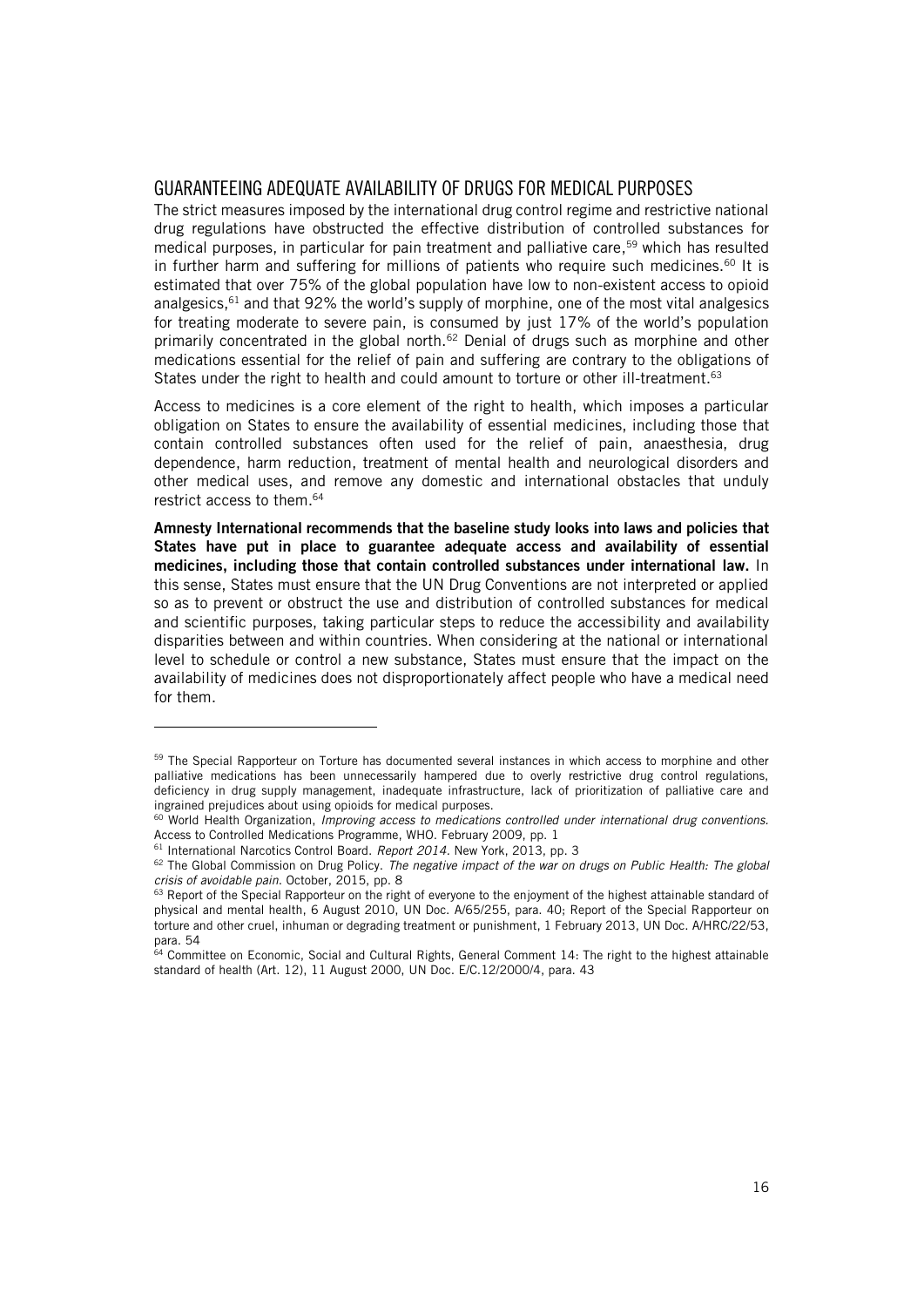## GUARANTEEING ADEQUATE AVAILABILITY OF DRUGS FOR MEDICAL PURPOSES

The strict measures imposed by the international drug control regime and restrictive national drug regulations have obstructed the effective distribution of controlled substances for medical purposes, in particular for pain treatment and palliative care,[59] which has resulted in further harm and suffering for millions of patients who require such medicines.[60] It is estimated that over 75% of the global population have low to non-existent access to opioid analgesics,[61] and that 92% the world's supply of morphine, one of the most vital analgesics for treating moderate to severe pain, is consumed by just 17% of the world's population primarily concentrated in the global north.[62] Denial of drugs such as morphine and other medications essential for the relief of pain and suffering are contrary to the obligations of States under the right to health and could amount to torture or other ill-treatment.[63]

Access to medicines is a core element of the right to health, which imposes a particular obligation on States to ensure the availability of essential medicines, including those that contain controlled substances often used for the relief of pain, anaesthesia, drug dependence, harm reduction, treatment of mental health and neurological disorders and other medical uses, and remove any domestic and international obstacles that unduly restrict access to them.[64]

**Amnesty International recommends that the baseline study looks into laws and policies that States have put in place to guarantee adequate access and availability of essential medicines, including those that contain controlled substances under international law.** In this sense, States must ensure that the UN Drug Conventions are not interpreted or applied so as to prevent or obstruct the use and distribution of controlled substances for medical and scientific purposes, taking particular steps to reduce the accessibility and availability disparities between and within countries. When considering at the national or international level to schedule or control a new substance, States must ensure that the impact on the availability of medicines does not disproportionately affect people who have a medical need for them.

---

[59] The Special Rapporteur on Torture has documented several instances in which access to morphine and other palliative medications has been unnecessarily hampered due to overly restrictive drug control regulations, deficiency in drug supply management, inadequate infrastructure, lack of prioritization of palliative care and ingrained prejudices about using opioids for medical purposes.

[60] World Health Organization, *Improving access to medications controlled under international drug conventions.* Access to Controlled Medications Programme, WHO. February 2009, pp. 1

[61] International Narcotics Control Board. *Report 2014*. New York, 2013, pp. 3

[62] The Global Commission on Drug Policy. *The negative impact of the war on drugs on Public Health: The global crisis of avoidable pain.* October, 2015, pp. 8

[63] Report of the Special Rapporteur on the right of everyone to the enjoyment of the highest attainable standard of physical and mental health, 6 August 2010, UN Doc. A/65/255, para. 40; Report of the Special Rapporteur on torture and other cruel, inhuman or degrading treatment or punishment, 1 February 2013, UN Doc. A/HRC/22/53, para. 54

[64] Committee on Economic, Social and Cultural Rights, General Comment 14: The right to the highest attainable standard of health (Art. 12), 11 August 2000, UN Doc. E/C.12/2000/4, para. 43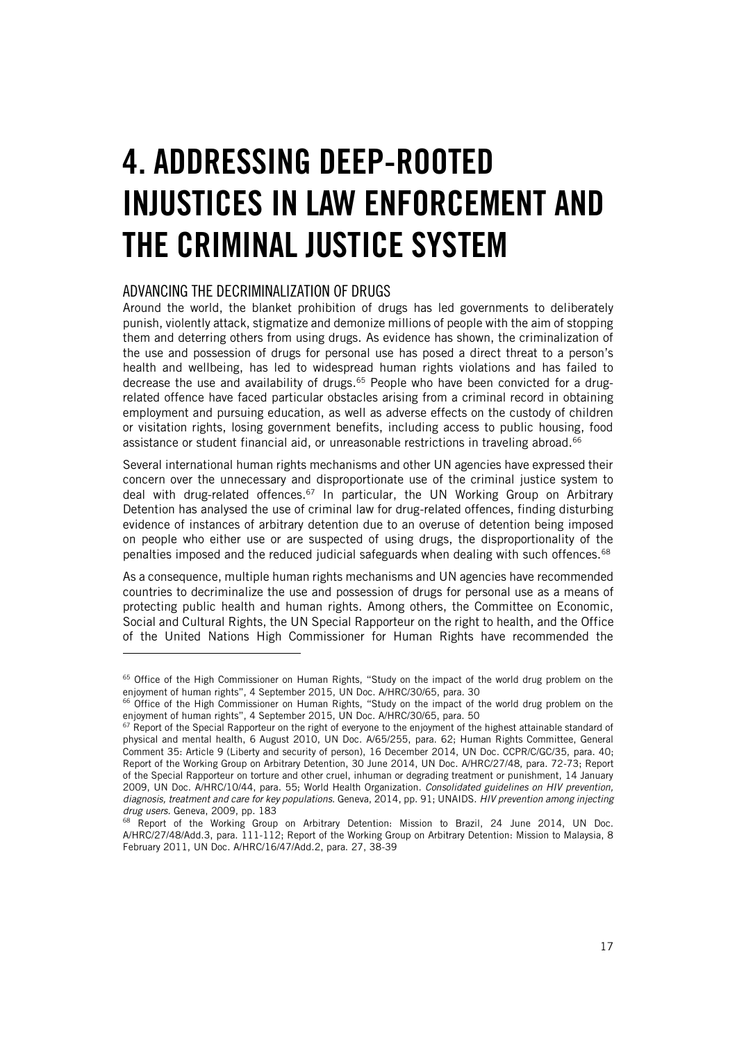# 4. ADDRESSING DEEP-ROOTED INJUSTICES IN LAW ENFORCEMENT AND THE CRIMINAL JUSTICE SYSTEM

## ADVANCING THE DECRIMINALIZATION OF DRUGS

Around the world, the blanket prohibition of drugs has led governments to deliberately punish, violently attack, stigmatize and demonize millions of people with the aim of stopping them and deterring others from using drugs. As evidence has shown, the criminalization of the use and possession of drugs for personal use has posed a direct threat to a person's health and wellbeing, has led to widespread human rights violations and has failed to decrease the use and availability of drugs.[65] People who have been convicted for a drug-related offence have faced particular obstacles arising from a criminal record in obtaining employment and pursuing education, as well as adverse effects on the custody of children or visitation rights, losing government benefits, including access to public housing, food assistance or student financial aid, or unreasonable restrictions in traveling abroad.[66]

Several international human rights mechanisms and other UN agencies have expressed their concern over the unnecessary and disproportionate use of the criminal justice system to deal with drug-related offences.[67] In particular, the UN Working Group on Arbitrary Detention has analysed the use of criminal law for drug-related offences, finding disturbing evidence of instances of arbitrary detention due to an overuse of detention being imposed on people who either use or are suspected of using drugs, the disproportionality of the penalties imposed and the reduced judicial safeguards when dealing with such offences.[68]

As a consequence, multiple human rights mechanisms and UN agencies have recommended countries to decriminalize the use and possession of drugs for personal use as a means of protecting public health and human rights. Among others, the Committee on Economic, Social and Cultural Rights, the UN Special Rapporteur on the right to health, and the Office of the United Nations High Commissioner for Human Rights have recommended the

---

[65] Office of the High Commissioner on Human Rights, "Study on the impact of the world drug problem on the enjoyment of human rights", 4 September 2015, UN Doc. A/HRC/30/65, para. 30

[66] Office of the High Commissioner on Human Rights, "Study on the impact of the world drug problem on the enjoyment of human rights", 4 September 2015, UN Doc. A/HRC/30/65, para. 50

[67] Report of the Special Rapporteur on the right of everyone to the enjoyment of the highest attainable standard of physical and mental health, 6 August 2010, UN Doc. A/65/255, para. 62; Human Rights Committee, General Comment 35: Article 9 (Liberty and security of person), 16 December 2014, UN Doc. CCPR/C/GC/35, para. 40; Report of the Working Group on Arbitrary Detention, 30 June 2014, UN Doc. A/HRC/27/48, para. 72-73; Report of the Special Rapporteur on torture and other cruel, inhuman or degrading treatment or punishment, 14 January 2009, UN Doc. A/HRC/10/44, para. 55; World Health Organization. *Consolidated guidelines on HIV prevention, diagnosis, treatment and care for key populations*. Geneva, 2014, pp. 91; UNAIDS. *HIV prevention among injecting drug users.* Geneva, 2009, pp. 183

[68] Report of the Working Group on Arbitrary Detention: Mission to Brazil, 24 June 2014, UN Doc. A/HRC/27/48/Add.3, para. 111-112; Report of the Working Group on Arbitrary Detention: Mission to Malaysia, 8 February 2011, UN Doc. A/HRC/16/47/Add.2, para. 27, 38-39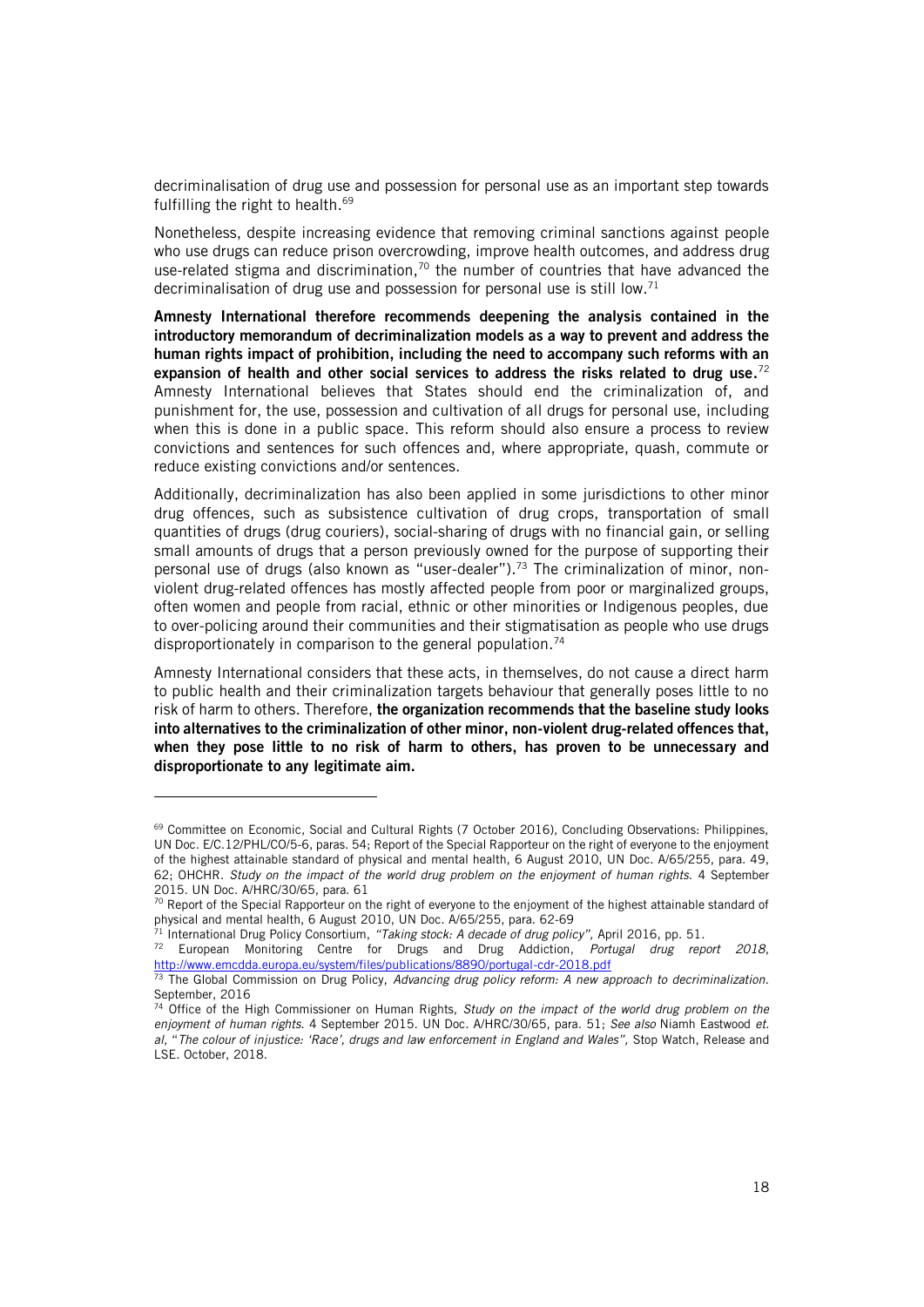decriminalisation of drug use and possession for personal use as an important step towards fulfilling the right to health.[69]

Nonetheless, despite increasing evidence that removing criminal sanctions against people who use drugs can reduce prison overcrowding, improve health outcomes, and address drug use-related stigma and discrimination,[70] the number of countries that have advanced the decriminalisation of drug use and possession for personal use is still low.[71]

**Amnesty International therefore recommends deepening the analysis contained in the introductory memorandum of decriminalization models as a way to prevent and address the human rights impact of prohibition, including the need to accompany such reforms with an expansion of health and other social services to address the risks related to drug use.**[72] Amnesty International believes that States should end the criminalization of, and punishment for, the use, possession and cultivation of all drugs for personal use, including when this is done in a public space. This reform should also ensure a process to review convictions and sentences for such offences and, where appropriate, quash, commute or reduce existing convictions and/or sentences.

Additionally, decriminalization has also been applied in some jurisdictions to other minor drug offences, such as subsistence cultivation of drug crops, transportation of small quantities of drugs (drug couriers), social-sharing of drugs with no financial gain, or selling small amounts of drugs that a person previously owned for the purpose of supporting their personal use of drugs (also known as "user-dealer").[73] The criminalization of minor, non-violent drug-related offences has mostly affected people from poor or marginalized groups, often women and people from racial, ethnic or other minorities or Indigenous peoples, due to over-policing around their communities and their stigmatisation as people who use drugs disproportionately in comparison to the general population.[74]

Amnesty International considers that these acts, in themselves, do not cause a direct harm to public health and their criminalization targets behaviour that generally poses little to no risk of harm to others. Therefore, **the organization recommends that the baseline study looks into alternatives to the criminalization of other minor, non-violent drug-related offences that, when they pose little to no risk of harm to others, has proven to be unnecessary and disproportionate to any legitimate aim.**

---

[69] Committee on Economic, Social and Cultural Rights (7 October 2016), Concluding Observations: Philippines, UN Doc. E/C.12/PHL/CO/5-6, paras. 54; Report of the Special Rapporteur on the right of everyone to the enjoyment of the highest attainable standard of physical and mental health, 6 August 2010, UN Doc. A/65/255, para. 49, 62; OHCHR. *Study on the impact of the world drug problem on the enjoyment of human rights.* 4 September 2015. UN Doc. A/HRC/30/65, para. 61

[70] Report of the Special Rapporteur on the right of everyone to the enjoyment of the highest attainable standard of physical and mental health, 6 August 2010, UN Doc. A/65/255, para. 62-69

[71] International Drug Policy Consortium, *"Taking stock: A decade of drug policy",* April 2016, pp. 51.

[72] European Monitoring Centre for Drugs and Drug Addiction, *Portugal drug report 2018*, http://www.emcdda.europa.eu/system/files/publications/8890/portugal-cdr-2018.pdf

[73] The Global Commission on Drug Policy, *Advancing drug policy reform: A new approach to decriminalization.* September, 2016

[74] Office of the High Commissioner on Human Rights, *Study on the impact of the world drug problem on the enjoyment of human rights.* 4 September 2015. UN Doc. A/HRC/30/65, para. 51; *See also* Niamh Eastwood *et. al*, "*The colour of injustice: 'Race', drugs and law enforcement in England and Wales",* Stop Watch, Release and LSE. October, 2018.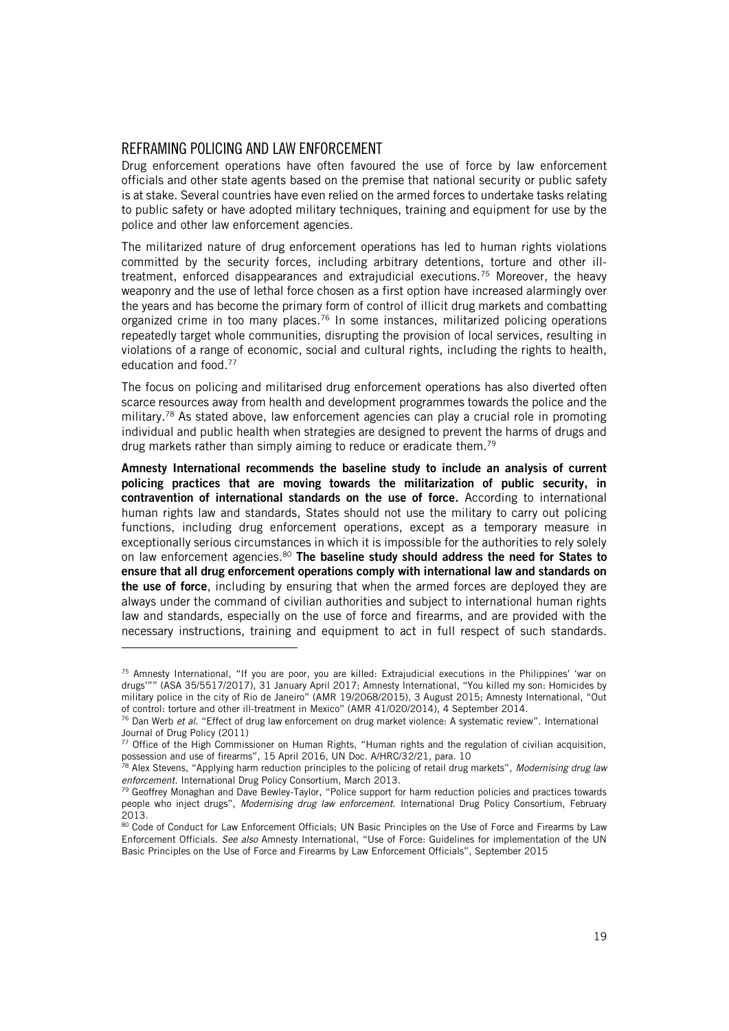## REFRAMING POLICING AND LAW ENFORCEMENT

Drug enforcement operations have often favoured the use of force by law enforcement officials and other state agents based on the premise that national security or public safety is at stake. Several countries have even relied on the armed forces to undertake tasks relating to public safety or have adopted military techniques, training and equipment for use by the police and other law enforcement agencies.

The militarized nature of drug enforcement operations has led to human rights violations committed by the security forces, including arbitrary detentions, torture and other ill-treatment, enforced disappearances and extrajudicial executions.[75] Moreover, the heavy weaponry and the use of lethal force chosen as a first option have increased alarmingly over the years and has become the primary form of control of illicit drug markets and combatting organized crime in too many places.[76] In some instances, militarized policing operations repeatedly target whole communities, disrupting the provision of local services, resulting in violations of a range of economic, social and cultural rights, including the rights to health, education and food.[77]

The focus on policing and militarised drug enforcement operations has also diverted often scarce resources away from health and development programmes towards the police and the military.[78] As stated above, law enforcement agencies can play a crucial role in promoting individual and public health when strategies are designed to prevent the harms of drugs and drug markets rather than simply aiming to reduce or eradicate them.[79]

**Amnesty International recommends the baseline study to include an analysis of current policing practices that are moving towards the militarization of public security, in contravention of international standards on the use of force.** According to international human rights law and standards, States should not use the military to carry out policing functions, including drug enforcement operations, except as a temporary measure in exceptionally serious circumstances in which it is impossible for the authorities to rely solely on law enforcement agencies.[80] **The baseline study should address the need for States to ensure that all drug enforcement operations comply with international law and standards on the use of force**, including by ensuring that when the armed forces are deployed they are always under the command of civilian authorities and subject to international human rights law and standards, especially on the use of force and firearms, and are provided with the necessary instructions, training and equipment to act in full respect of such standards.

---

[75] Amnesty International, "If you are poor, you are killed: Extrajudicial executions in the Philippines' 'war on drugs'"" (ASA 35/5517/2017), 31 January April 2017; Amnesty International, "You killed my son: Homicides by military police in the city of Rio de Janeiro" (AMR 19/2068/2015), 3 August 2015; Amnesty International, "Out of control: torture and other ill-treatment in Mexico" (AMR 41/020/2014), 4 September 2014.

[76] Dan Werb *et al.* "Effect of drug law enforcement on drug market violence: A systematic review". International Journal of Drug Policy (2011)

[77] Office of the High Commissioner on Human Rights, "Human rights and the regulation of civilian acquisition, possession and use of firearms", 15 April 2016, UN Doc. A/HRC/32/21, para. 10

[78] Alex Stevens, "Applying harm reduction principles to the policing of retail drug markets", *Modernising drug law enforcement.* International Drug Policy Consortium, March 2013.

[79] Geoffrey Monaghan and Dave Bewley-Taylor, "Police support for harm reduction policies and practices towards people who inject drugs", *Modernising drug law enforcement.* International Drug Policy Consortium, February 2013.

[80] Code of Conduct for Law Enforcement Officials; UN Basic Principles on the Use of Force and Firearms by Law Enforcement Officials. *See also* Amnesty International, "Use of Force: Guidelines for implementation of the UN Basic Principles on the Use of Force and Firearms by Law Enforcement Officials", September 2015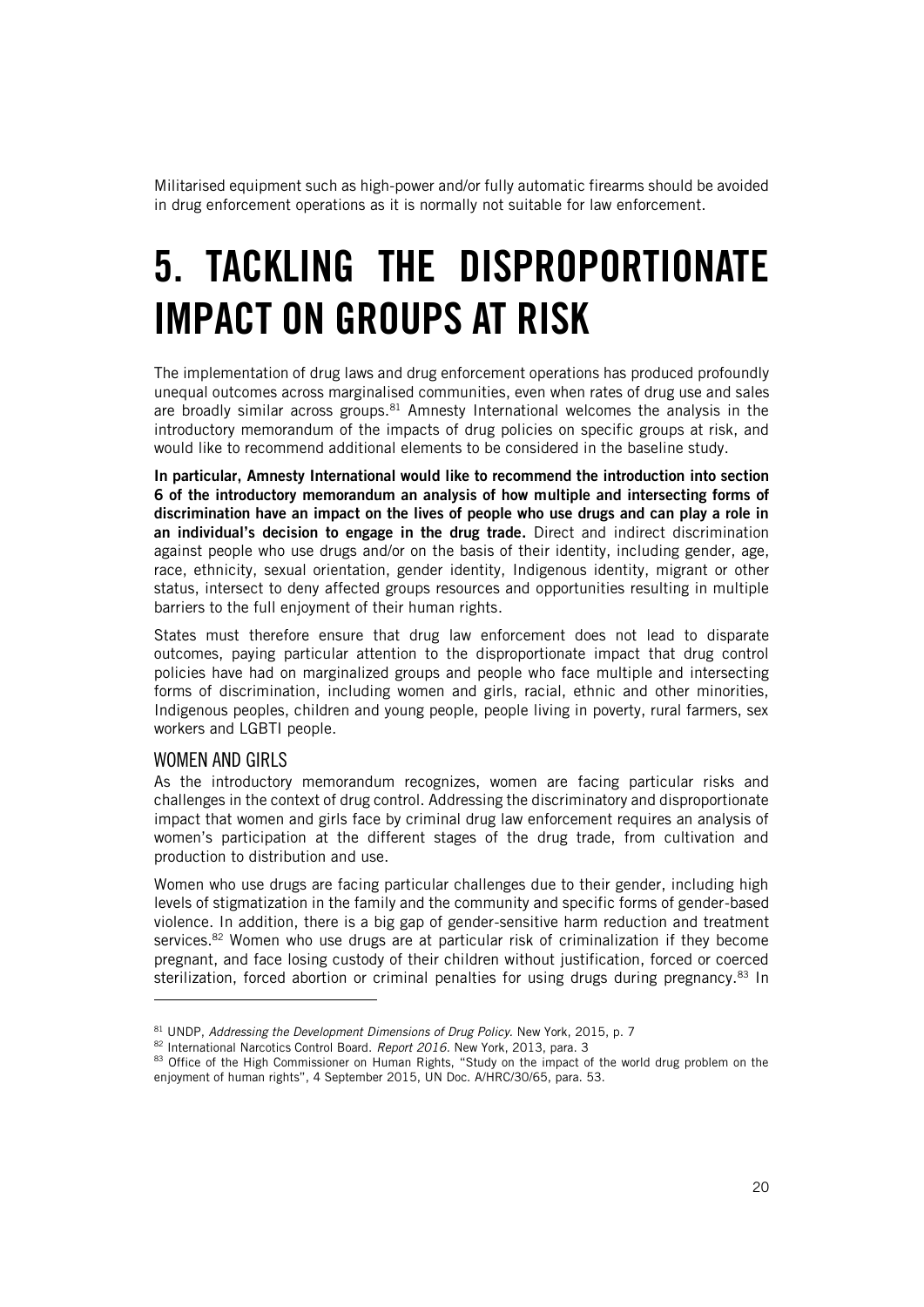Militarised equipment such as high-power and/or fully automatic firearms should be avoided in drug enforcement operations as it is normally not suitable for law enforcement.

# 5. TACKLING THE DISPROPORTIONATE IMPACT ON GROUPS AT RISK

The implementation of drug laws and drug enforcement operations has produced profoundly unequal outcomes across marginalised communities, even when rates of drug use and sales are broadly similar across groups.[81] Amnesty International welcomes the analysis in the introductory memorandum of the impacts of drug policies on specific groups at risk, and would like to recommend additional elements to be considered in the baseline study.

**In particular, Amnesty International would like to recommend the introduction into section 6 of the introductory memorandum an analysis of how multiple and intersecting forms of discrimination have an impact on the lives of people who use drugs and can play a role in an individual's decision to engage in the drug trade.** Direct and indirect discrimination against people who use drugs and/or on the basis of their identity, including gender, age, race, ethnicity, sexual orientation, gender identity, Indigenous identity, migrant or other status, intersect to deny affected groups resources and opportunities resulting in multiple barriers to the full enjoyment of their human rights.

States must therefore ensure that drug law enforcement does not lead to disparate outcomes, paying particular attention to the disproportionate impact that drug control policies have had on marginalized groups and people who face multiple and intersecting forms of discrimination, including women and girls, racial, ethnic and other minorities, Indigenous peoples, children and young people, people living in poverty, rural farmers, sex workers and LGBTI people.

## WOMEN AND GIRLS

As the introductory memorandum recognizes, women are facing particular risks and challenges in the context of drug control. Addressing the discriminatory and disproportionate impact that women and girls face by criminal drug law enforcement requires an analysis of women's participation at the different stages of the drug trade, from cultivation and production to distribution and use.

Women who use drugs are facing particular challenges due to their gender, including high levels of stigmatization in the family and the community and specific forms of gender-based violence. In addition, there is a big gap of gender-sensitive harm reduction and treatment services.[82] Women who use drugs are at particular risk of criminalization if they become pregnant, and face losing custody of their children without justification, forced or coerced sterilization, forced abortion or criminal penalties for using drugs during pregnancy.[83] In

---

[81] UNDP, *Addressing the Development Dimensions of Drug Policy*. New York, 2015, p. 7

[82] International Narcotics Control Board. *Report 2016*. New York, 2013, para. 3

[83] Office of the High Commissioner on Human Rights, "Study on the impact of the world drug problem on the enjoyment of human rights", 4 September 2015, UN Doc. A/HRC/30/65, para. 53.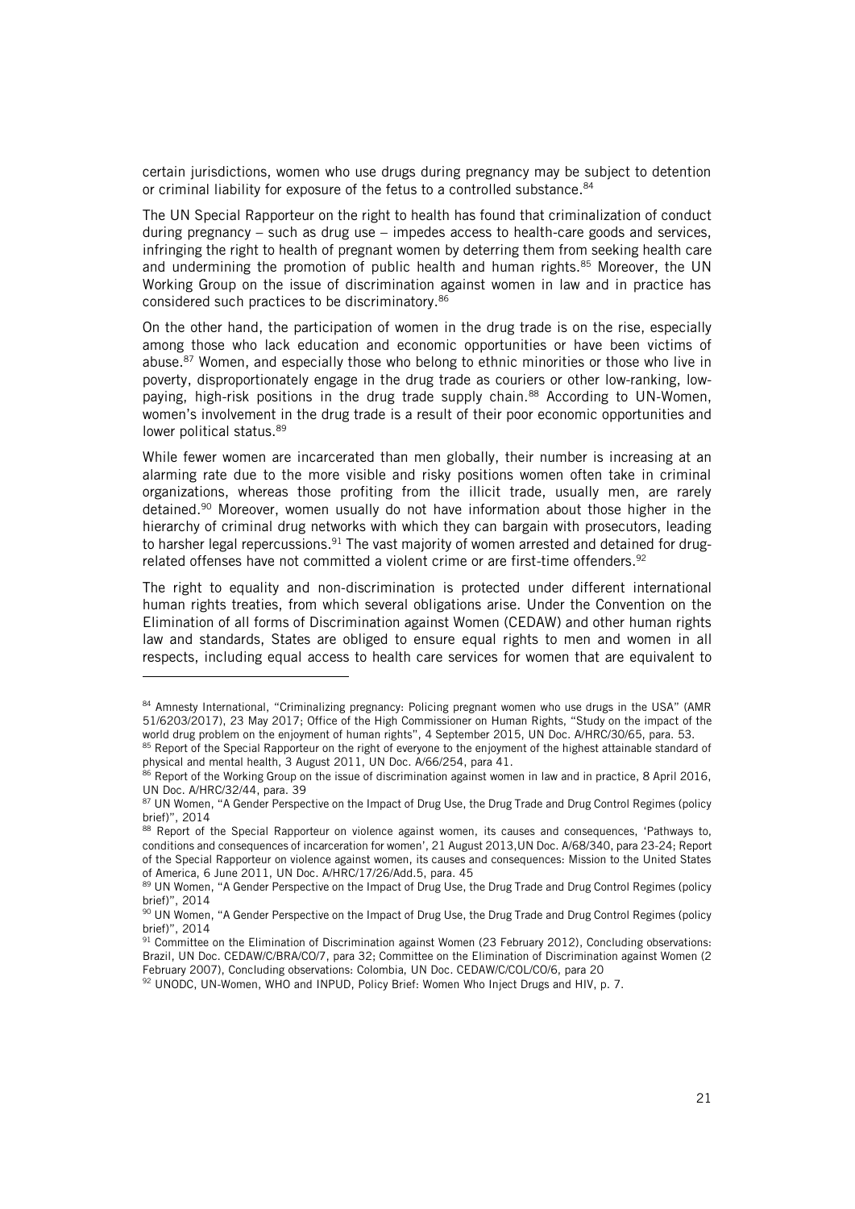certain jurisdictions, women who use drugs during pregnancy may be subject to detention or criminal liability for exposure of the fetus to a controlled substance.[84]

The UN Special Rapporteur on the right to health has found that criminalization of conduct during pregnancy – such as drug use – impedes access to health-care goods and services, infringing the right to health of pregnant women by deterring them from seeking health care and undermining the promotion of public health and human rights.[85] Moreover, the UN Working Group on the issue of discrimination against women in law and in practice has considered such practices to be discriminatory.[86]

On the other hand, the participation of women in the drug trade is on the rise, especially among those who lack education and economic opportunities or have been victims of abuse.[87] Women, and especially those who belong to ethnic minorities or those who live in poverty, disproportionately engage in the drug trade as couriers or other low-ranking, low-paying, high-risk positions in the drug trade supply chain.[88] According to UN-Women, women's involvement in the drug trade is a result of their poor economic opportunities and lower political status.[89]

While fewer women are incarcerated than men globally, their number is increasing at an alarming rate due to the more visible and risky positions women often take in criminal organizations, whereas those profiting from the illicit trade, usually men, are rarely detained.[90] Moreover, women usually do not have information about those higher in the hierarchy of criminal drug networks with which they can bargain with prosecutors, leading to harsher legal repercussions.[91] The vast majority of women arrested and detained for drug-related offenses have not committed a violent crime or are first-time offenders.[92]

The right to equality and non-discrimination is protected under different international human rights treaties, from which several obligations arise. Under the Convention on the Elimination of all forms of Discrimination against Women (CEDAW) and other human rights law and standards, States are obliged to ensure equal rights to men and women in all respects, including equal access to health care services for women that are equivalent to

---

[84] Amnesty International, "Criminalizing pregnancy: Policing pregnant women who use drugs in the USA" (AMR 51/6203/2017), 23 May 2017; Office of the High Commissioner on Human Rights, "Study on the impact of the world drug problem on the enjoyment of human rights", 4 September 2015, UN Doc. A/HRC/30/65, para. 53.

[85] Report of the Special Rapporteur on the right of everyone to the enjoyment of the highest attainable standard of physical and mental health, 3 August 2011, UN Doc. A/66/254, para 41.

[86] Report of the Working Group on the issue of discrimination against women in law and in practice, 8 April 2016, UN Doc. A/HRC/32/44, para. 39

[87] UN Women, "A Gender Perspective on the Impact of Drug Use, the Drug Trade and Drug Control Regimes (policy brief)", 2014

[88] Report of the Special Rapporteur on violence against women, its causes and consequences, 'Pathways to, conditions and consequences of incarceration for women', 21 August 2013,UN Doc. A/68/340, para 23-24; Report of the Special Rapporteur on violence against women, its causes and consequences: Mission to the United States of America, 6 June 2011, UN Doc. A/HRC/17/26/Add.5, para. 45

[89] UN Women, "A Gender Perspective on the Impact of Drug Use, the Drug Trade and Drug Control Regimes (policy brief)", 2014

[90] UN Women, "A Gender Perspective on the Impact of Drug Use, the Drug Trade and Drug Control Regimes (policy brief)", 2014

[91] Committee on the Elimination of Discrimination against Women (23 February 2012), Concluding observations: Brazil, UN Doc. CEDAW/C/BRA/CO/7, para 32; Committee on the Elimination of Discrimination against Women (2 February 2007), Concluding observations: Colombia, UN Doc. CEDAW/C/COL/CO/6, para 20

[92] UNODC, UN-Women, WHO and INPUD, Policy Brief: Women Who Inject Drugs and HIV, p. 7.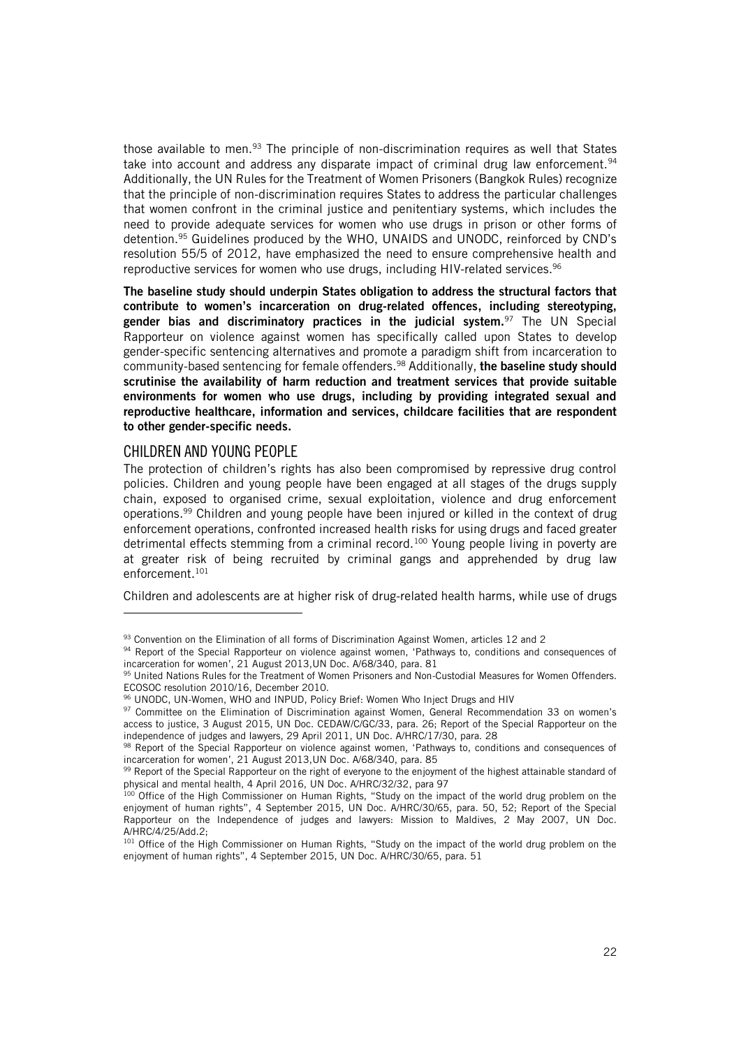those available to men.[93] The principle of non-discrimination requires as well that States take into account and address any disparate impact of criminal drug law enforcement.[94] Additionally, the UN Rules for the Treatment of Women Prisoners (Bangkok Rules) recognize that the principle of non-discrimination requires States to address the particular challenges that women confront in the criminal justice and penitentiary systems, which includes the need to provide adequate services for women who use drugs in prison or other forms of detention.[95] Guidelines produced by the WHO, UNAIDS and UNODC, reinforced by CND's resolution 55/5 of 2012, have emphasized the need to ensure comprehensive health and reproductive services for women who use drugs, including HIV-related services.[96]

**The baseline study should underpin States obligation to address the structural factors that contribute to women's incarceration on drug-related offences, including stereotyping, gender bias and discriminatory practices in the judicial system.**[97] The UN Special Rapporteur on violence against women has specifically called upon States to develop gender-specific sentencing alternatives and promote a paradigm shift from incarceration to community-based sentencing for female offenders.[98] Additionally, **the baseline study should scrutinise the availability of harm reduction and treatment services that provide suitable environments for women who use drugs, including by providing integrated sexual and reproductive healthcare, information and services, childcare facilities that are respondent to other gender-specific needs.**

## CHILDREN AND YOUNG PEOPLE

The protection of children's rights has also been compromised by repressive drug control policies. Children and young people have been engaged at all stages of the drugs supply chain, exposed to organised crime, sexual exploitation, violence and drug enforcement operations.[99] Children and young people have been injured or killed in the context of drug enforcement operations, confronted increased health risks for using drugs and faced greater detrimental effects stemming from a criminal record.[100] Young people living in poverty are at greater risk of being recruited by criminal gangs and apprehended by drug law enforcement.[101]

Children and adolescents are at higher risk of drug-related health harms, while use of drugs

---

[93] Convention on the Elimination of all forms of Discrimination Against Women, articles 12 and 2

[94] Report of the Special Rapporteur on violence against women, 'Pathways to, conditions and consequences of incarceration for women', 21 August 2013,UN Doc. A/68/340, para. 81

[95] United Nations Rules for the Treatment of Women Prisoners and Non-Custodial Measures for Women Offenders. ECOSOC resolution 2010/16, December 2010.

[96] UNODC, UN-Women, WHO and INPUD, Policy Brief: Women Who Inject Drugs and HIV

[97] Committee on the Elimination of Discrimination against Women, General Recommendation 33 on women's access to justice, 3 August 2015, UN Doc. CEDAW/C/GC/33, para. 26; Report of the Special Rapporteur on the independence of judges and lawyers, 29 April 2011, UN Doc. A/HRC/17/30, para. 28

[98] Report of the Special Rapporteur on violence against women, 'Pathways to, conditions and consequences of incarceration for women', 21 August 2013,UN Doc. A/68/340, para. 85

[99] Report of the Special Rapporteur on the right of everyone to the enjoyment of the highest attainable standard of physical and mental health, 4 April 2016, UN Doc. A/HRC/32/32, para 97

[100] Office of the High Commissioner on Human Rights, "Study on the impact of the world drug problem on the enjoyment of human rights", 4 September 2015, UN Doc. A/HRC/30/65, para. 50, 52; Report of the Special Rapporteur on the Independence of judges and lawyers: Mission to Maldives, 2 May 2007, UN Doc. A/HRC/4/25/Add.2;

[101] Office of the High Commissioner on Human Rights, "Study on the impact of the world drug problem on the enjoyment of human rights", 4 September 2015, UN Doc. A/HRC/30/65, para. 51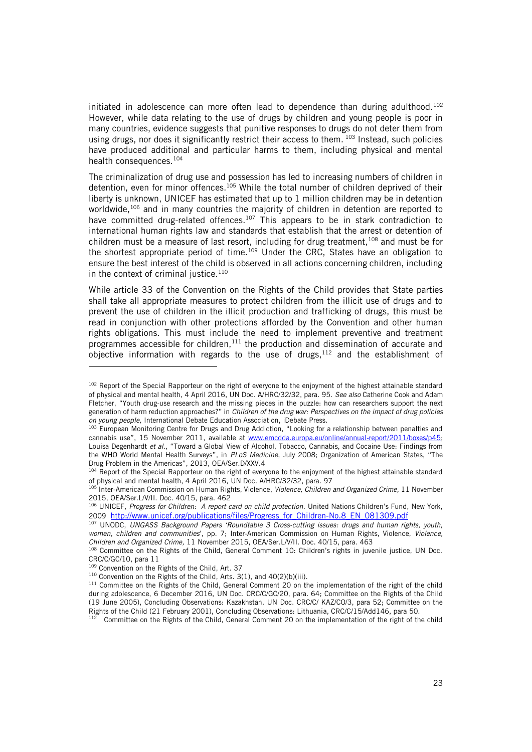initiated in adolescence can more often lead to dependence than during adulthood.[102] However, while data relating to the use of drugs by children and young people is poor in many countries, evidence suggests that punitive responses to drugs do not deter them from using drugs, nor does it significantly restrict their access to them. [103] Instead, such policies have produced additional and particular harms to them, including physical and mental health consequences.[104]

The criminalization of drug use and possession has led to increasing numbers of children in detention, even for minor offences.[105] While the total number of children deprived of their liberty is unknown, UNICEF has estimated that up to 1 million children may be in detention worldwide,[106] and in many countries the majority of children in detention are reported to have committed drug-related offences.[107] This appears to be in stark contradiction to international human rights law and standards that establish that the arrest or detention of children must be a measure of last resort, including for drug treatment,[108] and must be for the shortest appropriate period of time.[109] Under the CRC, States have an obligation to ensure the best interest of the child is observed in all actions concerning children, including in the context of criminal justice.[110]

While article 33 of the Convention on the Rights of the Child provides that State parties shall take all appropriate measures to protect children from the illicit use of drugs and to prevent the use of children in the illicit production and trafficking of drugs, this must be read in conjunction with other protections afforded by the Convention and other human rights obligations. This must include the need to implement preventive and treatment programmes accessible for children,[111] the production and dissemination of accurate and objective information with regards to the use of drugs,[112] and the establishment of

---

[102] Report of the Special Rapporteur on the right of everyone to the enjoyment of the highest attainable standard of physical and mental health, 4 April 2016, UN Doc. A/HRC/32/32, para. 95. *See also* Catherine Cook and Adam Fletcher, "Youth drug-use research and the missing pieces in the puzzle: how can researchers support the next generation of harm reduction approaches?" in *Children of the drug war: Perspectives on the impact of drug policies on young people,* International Debate Education Association, iDebate Press.

[103] European Monitoring Centre for Drugs and Drug Addiction, "Looking for a relationship between penalties and cannabis use", 15 November 2011, available at www.emcdda.europa.eu/online/annual-report/2011/boxes/p45; Louisa Degenhardt *et al.*, "Toward a Global View of Alcohol, Tobacco, Cannabis, and Cocaine Use: Findings from the WHO World Mental Health Surveys", in *PLoS Medicine*, July 2008; Organization of American States, "The Drug Problem in the Americas", 2013, OEA/Ser.D/XXV.4

[104] Report of the Special Rapporteur on the right of everyone to the enjoyment of the highest attainable standard of physical and mental health, 4 April 2016, UN Doc. A/HRC/32/32, para. 97

[105] Inter-American Commission on Human Rights, Violence, *Violence, Children and Organized Crime,* 11 November 2015, OEA/Ser.L/V/II. Doc. 40/15, para. 462

[106] UNICEF, *Progress for Children: A report card on child protection.* United Nations Children's Fund, New York, 2009 http://www.unicef.org/publications/files/Progress_for_Children-No.8_EN_081309.pdf

[107] UNODC, *UNGASS Background Papers 'Roundtable 3 Cross-cutting issues: drugs and human rights, youth, women, children and communities*', pp. 7; Inter-American Commission on Human Rights, Violence, *Violence, Children and Organized Crime,* 11 November 2015, OEA/Ser.L/V/II. Doc. 40/15, para. 463

[108] Committee on the Rights of the Child, General Comment 10: Children's rights in juvenile justice, UN Doc. CRC/C/GC/10, para 11

[109] Convention on the Rights of the Child, Art. 37

[110] Convention on the Rights of the Child, Arts. 3(1), and 40(2)(b)(iii).

[111] Committee on the Rights of the Child, General Comment 20 on the implementation of the right of the child during adolescence, 6 December 2016, UN Doc. CRC/C/GC/20, para. 64; Committee on the Rights of the Child (19 June 2005), Concluding Observations: Kazakhstan, UN Doc. CRC/C/ KAZ/CO/3, para 52; Committee on the Rights of the Child (21 February 2001), Concluding Observations: Lithuania, CRC/C/15/Add146, para 50.

[112] Committee on the Rights of the Child, General Comment 20 on the implementation of the right of the child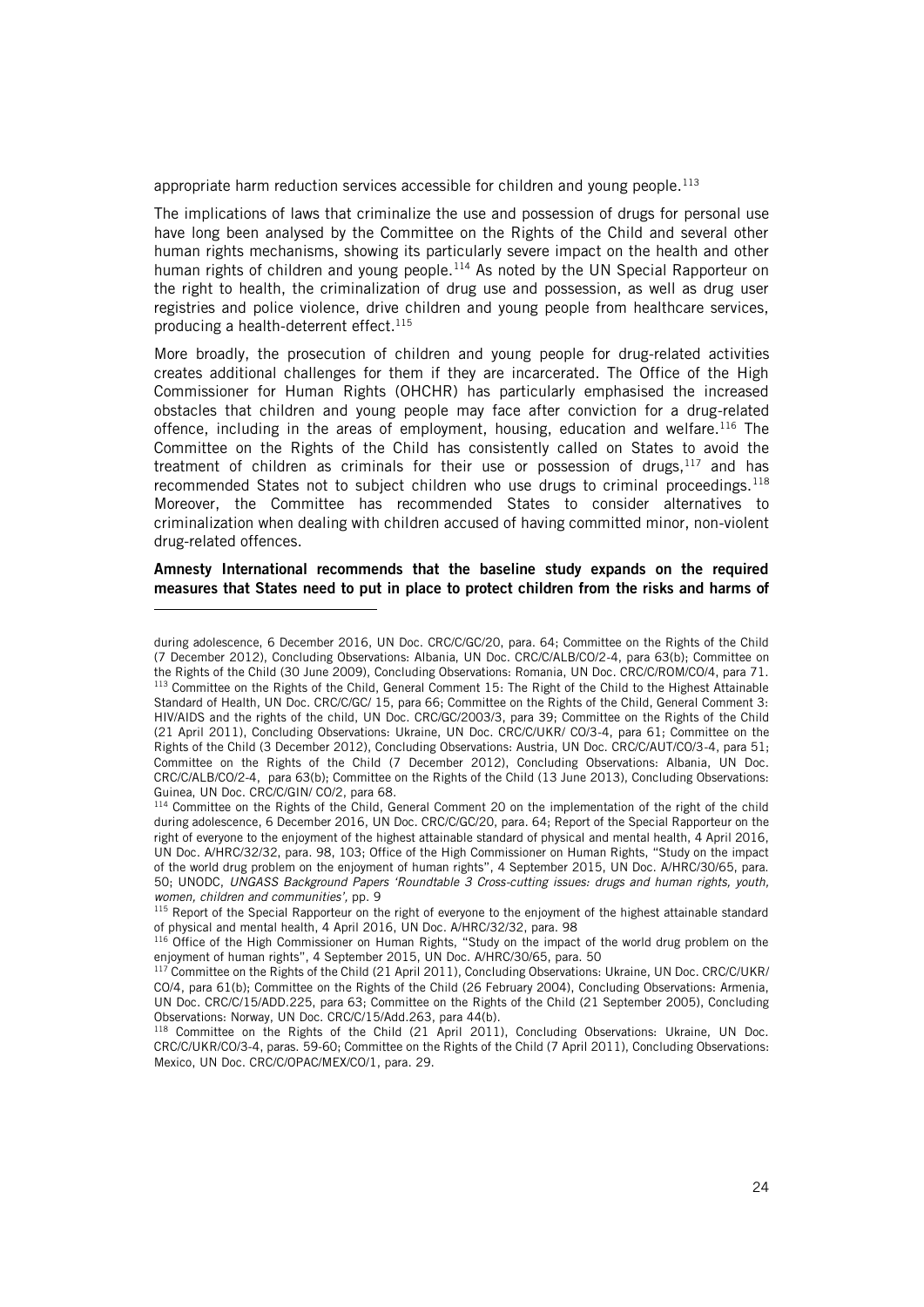appropriate harm reduction services accessible for children and young people.[113]

The implications of laws that criminalize the use and possession of drugs for personal use have long been analysed by the Committee on the Rights of the Child and several other human rights mechanisms, showing its particularly severe impact on the health and other human rights of children and young people.[114] As noted by the UN Special Rapporteur on the right to health, the criminalization of drug use and possession, as well as drug user registries and police violence, drive children and young people from healthcare services, producing a health-deterrent effect.[115]

More broadly, the prosecution of children and young people for drug-related activities creates additional challenges for them if they are incarcerated. The Office of the High Commissioner for Human Rights (OHCHR) has particularly emphasised the increased obstacles that children and young people may face after conviction for a drug-related offence, including in the areas of employment, housing, education and welfare.[116] The Committee on the Rights of the Child has consistently called on States to avoid the treatment of children as criminals for their use or possession of drugs,[117] and has recommended States not to subject children who use drugs to criminal proceedings.[118] Moreover, the Committee has recommended States to consider alternatives to criminalization when dealing with children accused of having committed minor, non-violent drug-related offences.

**Amnesty International recommends that the baseline study expands on the required measures that States need to put in place to protect children from the risks and harms of**

---

during adolescence, 6 December 2016, UN Doc. CRC/C/GC/20, para. 64; Committee on the Rights of the Child (7 December 2012), Concluding Observations: Albania, UN Doc. CRC/C/ALB/CO/2-4, para 63(b); Committee on the Rights of the Child (30 June 2009), Concluding Observations: Romania, UN Doc. CRC/C/ROM/CO/4, para 71.

[113] Committee on the Rights of the Child, General Comment 15: The Right of the Child to the Highest Attainable Standard of Health, UN Doc. CRC/C/GC/ 15, para 66; Committee on the Rights of the Child, General Comment 3: HIV/AIDS and the rights of the child, UN Doc. CRC/GC/2003/3, para 39; Committee on the Rights of the Child (21 April 2011), Concluding Observations: Ukraine, UN Doc. CRC/C/UKR/ CO/3-4, para 61; Committee on the Rights of the Child (3 December 2012), Concluding Observations: Austria, UN Doc. CRC/C/AUT/CO/3-4, para 51; Committee on the Rights of the Child (7 December 2012), Concluding Observations: Albania, UN Doc. CRC/C/ALB/CO/2-4, para 63(b); Committee on the Rights of the Child (13 June 2013), Concluding Observations: Guinea, UN Doc. CRC/C/GIN/ CO/2, para 68.

[114] Committee on the Rights of the Child, General Comment 20 on the implementation of the right of the child during adolescence, 6 December 2016, UN Doc. CRC/C/GC/20, para. 64; Report of the Special Rapporteur on the right of everyone to the enjoyment of the highest attainable standard of physical and mental health, 4 April 2016, UN Doc. A/HRC/32/32, para. 98, 103; Office of the High Commissioner on Human Rights, "Study on the impact of the world drug problem on the enjoyment of human rights", 4 September 2015, UN Doc. A/HRC/30/65, para. 50; UNODC, *UNGASS Background Papers 'Roundtable 3 Cross-cutting issues: drugs and human rights, youth, women, children and communities'*, pp. 9

[115] Report of the Special Rapporteur on the right of everyone to the enjoyment of the highest attainable standard of physical and mental health, 4 April 2016, UN Doc. A/HRC/32/32, para. 98

[116] Office of the High Commissioner on Human Rights, "Study on the impact of the world drug problem on the enjoyment of human rights", 4 September 2015, UN Doc. A/HRC/30/65, para. 50

[117] Committee on the Rights of the Child (21 April 2011), Concluding Observations: Ukraine, UN Doc. CRC/C/UKR/ CO/4, para 61(b); Committee on the Rights of the Child (26 February 2004), Concluding Observations: Armenia, UN Doc. CRC/C/15/ADD.225, para 63; Committee on the Rights of the Child (21 September 2005), Concluding Observations: Norway, UN Doc. CRC/C/15/Add.263, para 44(b).

[118] Committee on the Rights of the Child (21 April 2011), Concluding Observations: Ukraine, UN Doc. CRC/C/UKR/CO/3-4, paras. 59-60; Committee on the Rights of the Child (7 April 2011), Concluding Observations: Mexico, UN Doc. CRC/C/OPAC/MEX/CO/1, para. 29.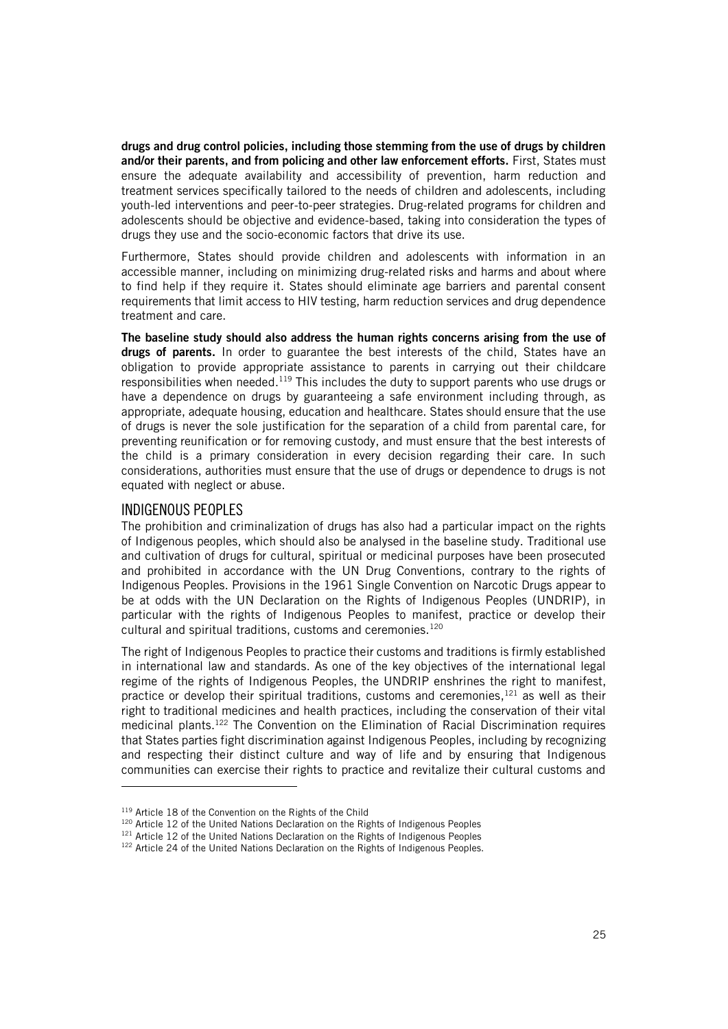**drugs and drug control policies, including those stemming from the use of drugs by children and/or their parents, and from policing and other law enforcement efforts.** First, States must ensure the adequate availability and accessibility of prevention, harm reduction and treatment services specifically tailored to the needs of children and adolescents, including youth-led interventions and peer-to-peer strategies. Drug-related programs for children and adolescents should be objective and evidence-based, taking into consideration the types of drugs they use and the socio-economic factors that drive its use.

Furthermore, States should provide children and adolescents with information in an accessible manner, including on minimizing drug-related risks and harms and about where to find help if they require it. States should eliminate age barriers and parental consent requirements that limit access to HIV testing, harm reduction services and drug dependence treatment and care.

**The baseline study should also address the human rights concerns arising from the use of drugs of parents.** In order to guarantee the best interests of the child, States have an obligation to provide appropriate assistance to parents in carrying out their childcare responsibilities when needed.[119] This includes the duty to support parents who use drugs or have a dependence on drugs by guaranteeing a safe environment including through, as appropriate, adequate housing, education and healthcare. States should ensure that the use of drugs is never the sole justification for the separation of a child from parental care, for preventing reunification or for removing custody, and must ensure that the best interests of the child is a primary consideration in every decision regarding their care. In such considerations, authorities must ensure that the use of drugs or dependence to drugs is not equated with neglect or abuse.

## INDIGENOUS PEOPLES

The prohibition and criminalization of drugs has also had a particular impact on the rights of Indigenous peoples, which should also be analysed in the baseline study. Traditional use and cultivation of drugs for cultural, spiritual or medicinal purposes have been prosecuted and prohibited in accordance with the UN Drug Conventions, contrary to the rights of Indigenous Peoples. Provisions in the 1961 Single Convention on Narcotic Drugs appear to be at odds with the UN Declaration on the Rights of Indigenous Peoples (UNDRIP), in particular with the rights of Indigenous Peoples to manifest, practice or develop their cultural and spiritual traditions, customs and ceremonies.[120]

The right of Indigenous Peoples to practice their customs and traditions is firmly established in international law and standards. As one of the key objectives of the international legal regime of the rights of Indigenous Peoples, the UNDRIP enshrines the right to manifest, practice or develop their spiritual traditions, customs and ceremonies,[121] as well as their right to traditional medicines and health practices, including the conservation of their vital medicinal plants.[122] The Convention on the Elimination of Racial Discrimination requires that States parties fight discrimination against Indigenous Peoples, including by recognizing and respecting their distinct culture and way of life and by ensuring that Indigenous communities can exercise their rights to practice and revitalize their cultural customs and

---

[119] Article 18 of the Convention on the Rights of the Child

[120] Article 12 of the United Nations Declaration on the Rights of Indigenous Peoples

[121] Article 12 of the United Nations Declaration on the Rights of Indigenous Peoples

[122] Article 24 of the United Nations Declaration on the Rights of Indigenous Peoples.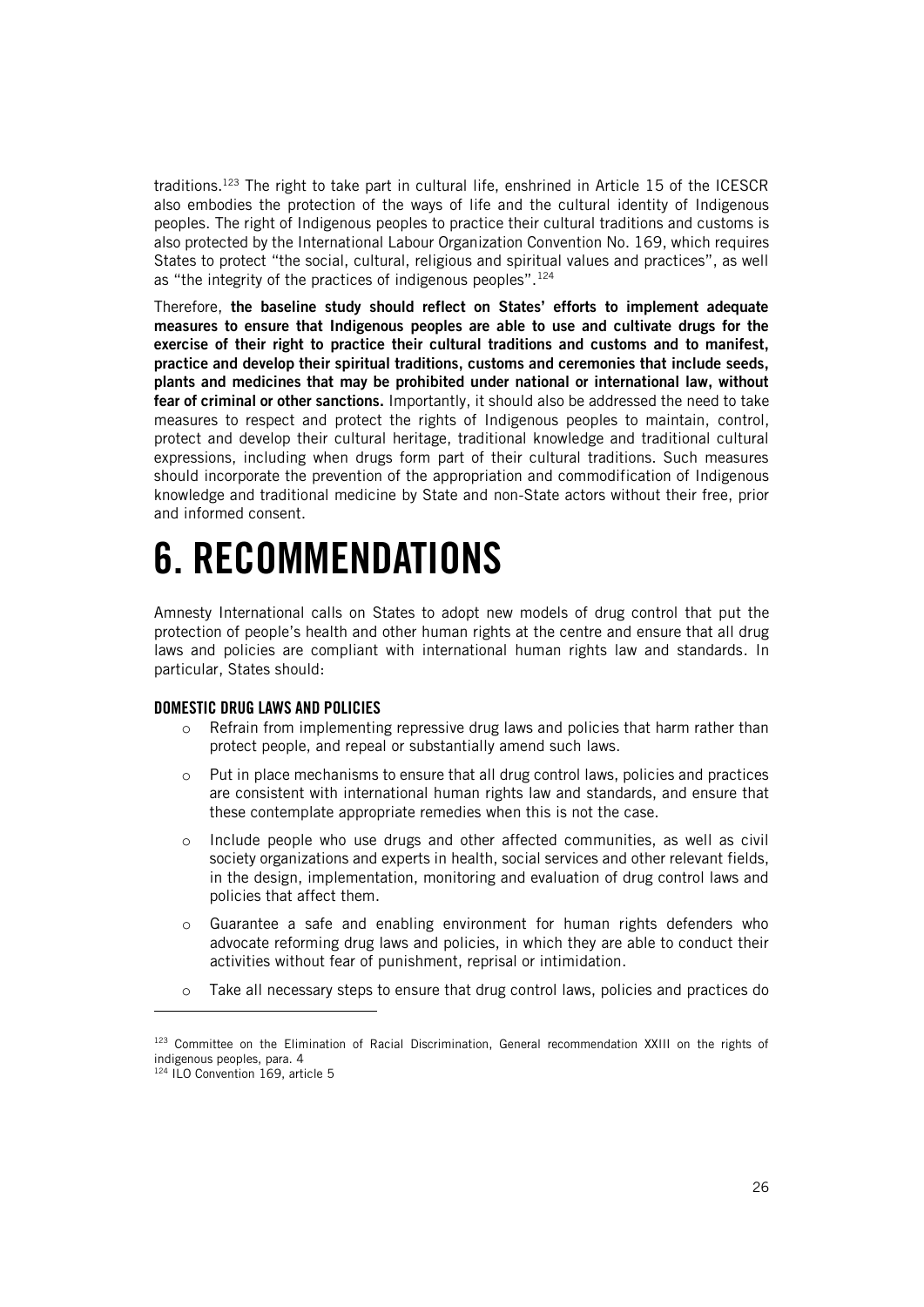traditions.[123] The right to take part in cultural life, enshrined in Article 15 of the ICESCR also embodies the protection of the ways of life and the cultural identity of Indigenous peoples. The right of Indigenous peoples to practice their cultural traditions and customs is also protected by the International Labour Organization Convention No. 169, which requires States to protect "the social, cultural, religious and spiritual values and practices", as well as "the integrity of the practices of indigenous peoples".[124]

Therefore, **the baseline study should reflect on States' efforts to implement adequate measures to ensure that Indigenous peoples are able to use and cultivate drugs for the exercise of their right to practice their cultural traditions and customs and to manifest, practice and develop their spiritual traditions, customs and ceremonies that include seeds, plants and medicines that may be prohibited under national or international law, without fear of criminal or other sanctions.** Importantly, it should also be addressed the need to take measures to respect and protect the rights of Indigenous peoples to maintain, control, protect and develop their cultural heritage, traditional knowledge and traditional cultural expressions, including when drugs form part of their cultural traditions. Such measures should incorporate the prevention of the appropriation and commodification of Indigenous knowledge and traditional medicine by State and non-State actors without their free, prior and informed consent.

# 6. RECOMMENDATIONS

Amnesty International calls on States to adopt new models of drug control that put the protection of people's health and other human rights at the centre and ensure that all drug laws and policies are compliant with international human rights law and standards. In particular, States should:

### DOMESTIC DRUG LAWS AND POLICIES

- Refrain from implementing repressive drug laws and policies that harm rather than protect people, and repeal or substantially amend such laws.
- Put in place mechanisms to ensure that all drug control laws, policies and practices are consistent with international human rights law and standards, and ensure that these contemplate appropriate remedies when this is not the case.
- Include people who use drugs and other affected communities, as well as civil society organizations and experts in health, social services and other relevant fields, in the design, implementation, monitoring and evaluation of drug control laws and policies that affect them.
- Guarantee a safe and enabling environment for human rights defenders who advocate reforming drug laws and policies, in which they are able to conduct their activities without fear of punishment, reprisal or intimidation.
- Take all necessary steps to ensure that drug control laws, policies and practices do

[123] Committee on the Elimination of Racial Discrimination, General recommendation XXIII on the rights of indigenous peoples, para. 4

[124] ILO Convention 169, article 5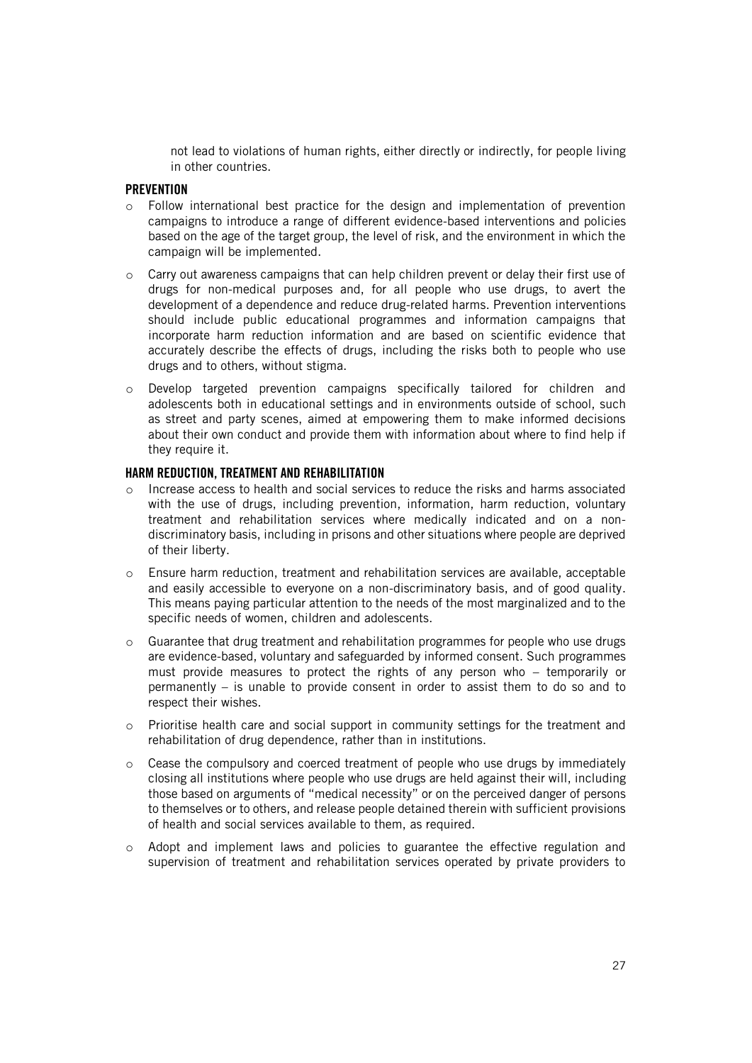not lead to violations of human rights, either directly or indirectly, for people living in other countries.

### PREVENTION

- Follow international best practice for the design and implementation of prevention campaigns to introduce a range of different evidence-based interventions and policies based on the age of the target group, the level of risk, and the environment in which the campaign will be implemented.
- Carry out awareness campaigns that can help children prevent or delay their first use of drugs for non-medical purposes and, for all people who use drugs, to avert the development of a dependence and reduce drug-related harms. Prevention interventions should include public educational programmes and information campaigns that incorporate harm reduction information and are based on scientific evidence that accurately describe the effects of drugs, including the risks both to people who use drugs and to others, without stigma.
- Develop targeted prevention campaigns specifically tailored for children and adolescents both in educational settings and in environments outside of school, such as street and party scenes, aimed at empowering them to make informed decisions about their own conduct and provide them with information about where to find help if they require it.

### HARM REDUCTION, TREATMENT AND REHABILITATION

- Increase access to health and social services to reduce the risks and harms associated with the use of drugs, including prevention, information, harm reduction, voluntary treatment and rehabilitation services where medically indicated and on a non-discriminatory basis, including in prisons and other situations where people are deprived of their liberty.
- Ensure harm reduction, treatment and rehabilitation services are available, acceptable and easily accessible to everyone on a non-discriminatory basis, and of good quality. This means paying particular attention to the needs of the most marginalized and to the specific needs of women, children and adolescents.
- Guarantee that drug treatment and rehabilitation programmes for people who use drugs are evidence-based, voluntary and safeguarded by informed consent. Such programmes must provide measures to protect the rights of any person who – temporarily or permanently – is unable to provide consent in order to assist them to do so and to respect their wishes.
- Prioritise health care and social support in community settings for the treatment and rehabilitation of drug dependence, rather than in institutions.
- Cease the compulsory and coerced treatment of people who use drugs by immediately closing all institutions where people who use drugs are held against their will, including those based on arguments of "medical necessity" or on the perceived danger of persons to themselves or to others, and release people detained therein with sufficient provisions of health and social services available to them, as required.
- Adopt and implement laws and policies to guarantee the effective regulation and supervision of treatment and rehabilitation services operated by private providers to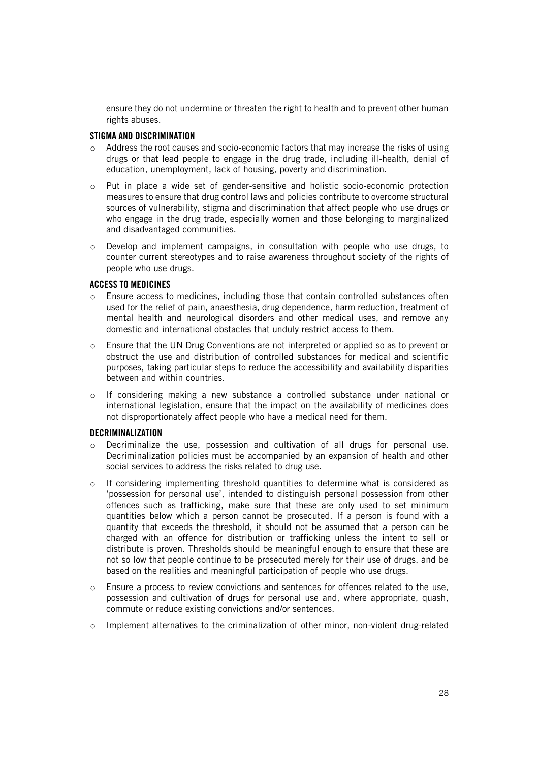ensure they do not undermine or threaten the right to health and to prevent other human rights abuses.

### STIGMA AND DISCRIMINATION

- Address the root causes and socio-economic factors that may increase the risks of using drugs or that lead people to engage in the drug trade, including ill-health, denial of education, unemployment, lack of housing, poverty and discrimination.
- Put in place a wide set of gender-sensitive and holistic socio-economic protection measures to ensure that drug control laws and policies contribute to overcome structural sources of vulnerability, stigma and discrimination that affect people who use drugs or who engage in the drug trade, especially women and those belonging to marginalized and disadvantaged communities.
- Develop and implement campaigns, in consultation with people who use drugs, to counter current stereotypes and to raise awareness throughout society of the rights of people who use drugs.

### ACCESS TO MEDICINES

- Ensure access to medicines, including those that contain controlled substances often used for the relief of pain, anaesthesia, drug dependence, harm reduction, treatment of mental health and neurological disorders and other medical uses, and remove any domestic and international obstacles that unduly restrict access to them.
- Ensure that the UN Drug Conventions are not interpreted or applied so as to prevent or obstruct the use and distribution of controlled substances for medical and scientific purposes, taking particular steps to reduce the accessibility and availability disparities between and within countries.
- If considering making a new substance a controlled substance under national or international legislation, ensure that the impact on the availability of medicines does not disproportionately affect people who have a medical need for them.

### DECRIMINALIZATION

- Decriminalize the use, possession and cultivation of all drugs for personal use. Decriminalization policies must be accompanied by an expansion of health and other social services to address the risks related to drug use.
- If considering implementing threshold quantities to determine what is considered as 'possession for personal use', intended to distinguish personal possession from other offences such as trafficking, make sure that these are only used to set minimum quantities below which a person cannot be prosecuted. If a person is found with a quantity that exceeds the threshold, it should not be assumed that a person can be charged with an offence for distribution or trafficking unless the intent to sell or distribute is proven. Thresholds should be meaningful enough to ensure that these are not so low that people continue to be prosecuted merely for their use of drugs, and be based on the realities and meaningful participation of people who use drugs.
- Ensure a process to review convictions and sentences for offences related to the use, possession and cultivation of drugs for personal use and, where appropriate, quash, commute or reduce existing convictions and/or sentences.
- Implement alternatives to the criminalization of other minor, non-violent drug-related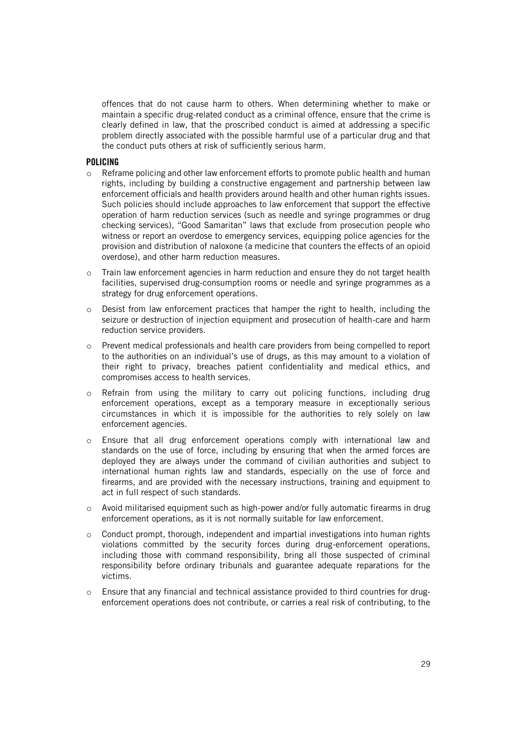offences that do not cause harm to others. When determining whether to make or maintain a specific drug-related conduct as a criminal offence, ensure that the crime is clearly defined in law, that the proscribed conduct is aimed at addressing a specific problem directly associated with the possible harmful use of a particular drug and that the conduct puts others at risk of sufficiently serious harm.

### POLICING

- Reframe policing and other law enforcement efforts to promote public health and human rights, including by building a constructive engagement and partnership between law enforcement officials and health providers around health and other human rights issues. Such policies should include approaches to law enforcement that support the effective operation of harm reduction services (such as needle and syringe programmes or drug checking services), "Good Samaritan" laws that exclude from prosecution people who witness or report an overdose to emergency services, equipping police agencies for the provision and distribution of naloxone (a medicine that counters the effects of an opioid overdose), and other harm reduction measures.
- Train law enforcement agencies in harm reduction and ensure they do not target health facilities, supervised drug-consumption rooms or needle and syringe programmes as a strategy for drug enforcement operations.
- Desist from law enforcement practices that hamper the right to health, including the seizure or destruction of injection equipment and prosecution of health-care and harm reduction service providers.
- Prevent medical professionals and health care providers from being compelled to report to the authorities on an individual's use of drugs, as this may amount to a violation of their right to privacy, breaches patient confidentiality and medical ethics, and compromises access to health services.
- Refrain from using the military to carry out policing functions, including drug enforcement operations, except as a temporary measure in exceptionally serious circumstances in which it is impossible for the authorities to rely solely on law enforcement agencies.
- Ensure that all drug enforcement operations comply with international law and standards on the use of force, including by ensuring that when the armed forces are deployed they are always under the command of civilian authorities and subject to international human rights law and standards, especially on the use of force and firearms, and are provided with the necessary instructions, training and equipment to act in full respect of such standards.
- Avoid militarised equipment such as high-power and/or fully automatic firearms in drug enforcement operations, as it is not normally suitable for law enforcement.
- Conduct prompt, thorough, independent and impartial investigations into human rights violations committed by the security forces during drug-enforcement operations, including those with command responsibility, bring all those suspected of criminal responsibility before ordinary tribunals and guarantee adequate reparations for the victims.
- Ensure that any financial and technical assistance provided to third countries for drug-enforcement operations does not contribute, or carries a real risk of contributing, to the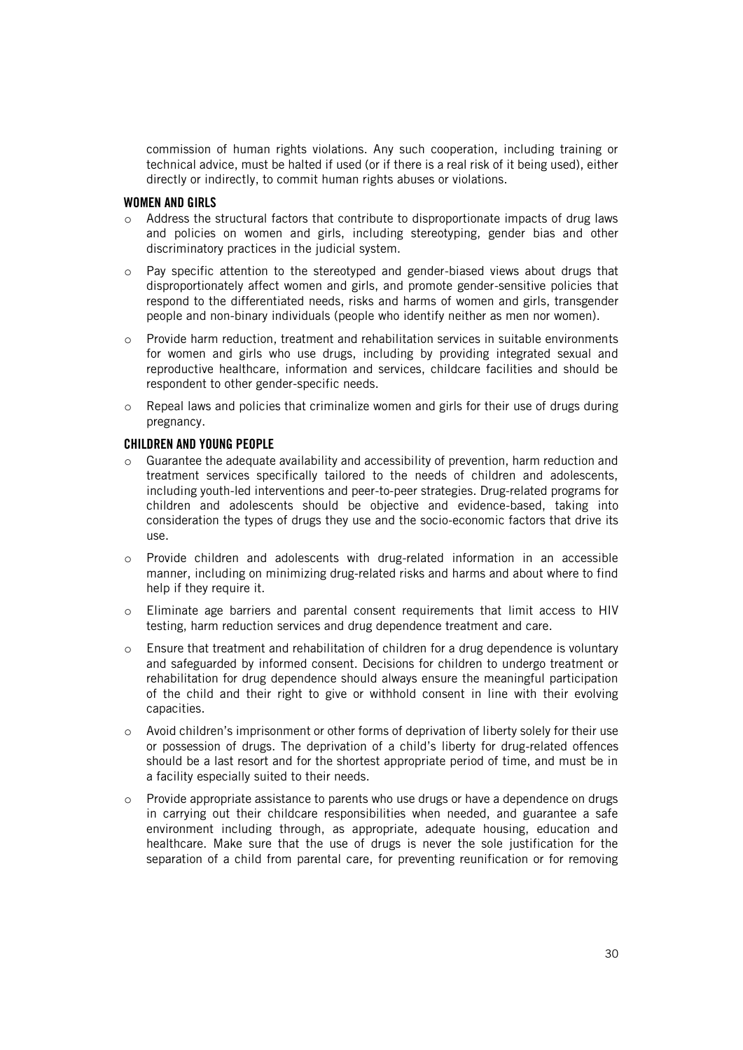commission of human rights violations. Any such cooperation, including training or technical advice, must be halted if used (or if there is a real risk of it being used), either directly or indirectly, to commit human rights abuses or violations.

#### WOMEN AND GIRLS

- Address the structural factors that contribute to disproportionate impacts of drug laws and policies on women and girls, including stereotyping, gender bias and other discriminatory practices in the judicial system.
- Pay specific attention to the stereotyped and gender-biased views about drugs that disproportionately affect women and girls, and promote gender-sensitive policies that respond to the differentiated needs, risks and harms of women and girls, transgender people and non-binary individuals (people who identify neither as men nor women).
- Provide harm reduction, treatment and rehabilitation services in suitable environments for women and girls who use drugs, including by providing integrated sexual and reproductive healthcare, information and services, childcare facilities and should be respondent to other gender-specific needs.
- Repeal laws and policies that criminalize women and girls for their use of drugs during pregnancy.

#### CHILDREN AND YOUNG PEOPLE

- Guarantee the adequate availability and accessibility of prevention, harm reduction and treatment services specifically tailored to the needs of children and adolescents, including youth-led interventions and peer-to-peer strategies. Drug-related programs for children and adolescents should be objective and evidence-based, taking into consideration the types of drugs they use and the socio-economic factors that drive its use.
- Provide children and adolescents with drug-related information in an accessible manner, including on minimizing drug-related risks and harms and about where to find help if they require it.
- Eliminate age barriers and parental consent requirements that limit access to HIV testing, harm reduction services and drug dependence treatment and care.
- Ensure that treatment and rehabilitation of children for a drug dependence is voluntary and safeguarded by informed consent. Decisions for children to undergo treatment or rehabilitation for drug dependence should always ensure the meaningful participation of the child and their right to give or withhold consent in line with their evolving capacities.
- Avoid children's imprisonment or other forms of deprivation of liberty solely for their use or possession of drugs. The deprivation of a child's liberty for drug-related offences should be a last resort and for the shortest appropriate period of time, and must be in a facility especially suited to their needs.
- Provide appropriate assistance to parents who use drugs or have a dependence on drugs in carrying out their childcare responsibilities when needed, and guarantee a safe environment including through, as appropriate, adequate housing, education and healthcare. Make sure that the use of drugs is never the sole justification for the separation of a child from parental care, for preventing reunification or for removing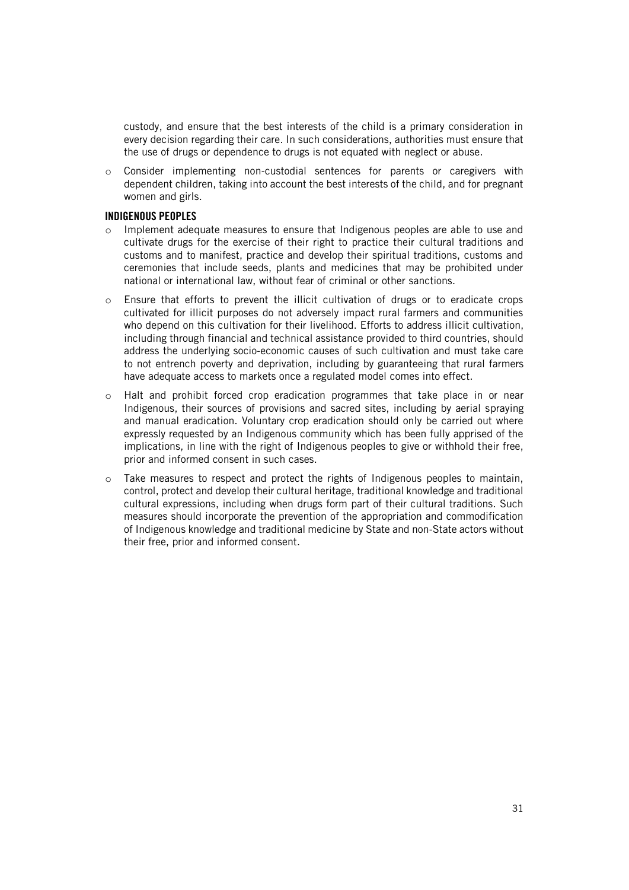custody, and ensure that the best interests of the child is a primary consideration in every decision regarding their care. In such considerations, authorities must ensure that the use of drugs or dependence to drugs is not equated with neglect or abuse.

- Consider implementing non-custodial sentences for parents or caregivers with dependent children, taking into account the best interests of the child, and for pregnant women and girls.

### INDIGENOUS PEOPLES

- Implement adequate measures to ensure that Indigenous peoples are able to use and cultivate drugs for the exercise of their right to practice their cultural traditions and customs and to manifest, practice and develop their spiritual traditions, customs and ceremonies that include seeds, plants and medicines that may be prohibited under national or international law, without fear of criminal or other sanctions.
- Ensure that efforts to prevent the illicit cultivation of drugs or to eradicate crops cultivated for illicit purposes do not adversely impact rural farmers and communities who depend on this cultivation for their livelihood. Efforts to address illicit cultivation, including through financial and technical assistance provided to third countries, should address the underlying socio-economic causes of such cultivation and must take care to not entrench poverty and deprivation, including by guaranteeing that rural farmers have adequate access to markets once a regulated model comes into effect.
- Halt and prohibit forced crop eradication programmes that take place in or near Indigenous, their sources of provisions and sacred sites, including by aerial spraying and manual eradication. Voluntary crop eradication should only be carried out where expressly requested by an Indigenous community which has been fully apprised of the implications, in line with the right of Indigenous peoples to give or withhold their free, prior and informed consent in such cases.
- Take measures to respect and protect the rights of Indigenous peoples to maintain, control, protect and develop their cultural heritage, traditional knowledge and traditional cultural expressions, including when drugs form part of their cultural traditions. Such measures should incorporate the prevention of the appropriation and commodification of Indigenous knowledge and traditional medicine by State and non-State actors without their free, prior and informed consent.